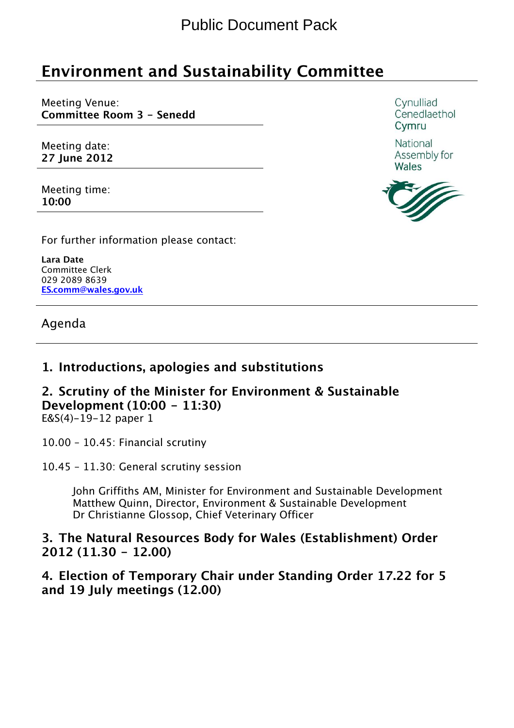Public Document Pack

# Environment and Sustainability Committee

Meeting Venue:
**Committee Room 3 - Senedd**

Meeting date:
**27 June 2012**

Meeting time:
**10:00**

Cynulliad Cenedlaethol Cymru

National Assembly for Wales

For further information please contact:

**Lara Date**
Committee Clerk
029 2089 8639
ES.comm@wales.gov.uk

## Agenda

### 1. Introductions, apologies and substitutions

### 2. Scrutiny of the Minister for Environment & Sustainable Development (10:00 - 11:30)

E&S(4)-19-12 paper 1

10.00 – 10.45: Financial scrutiny

10.45 – 11.30: General scrutiny session

John Griffiths AM, Minister for Environment and Sustainable Development
Matthew Quinn, Director, Environment & Sustainable Development
Dr Christianne Glossop, Chief Veterinary Officer

### 3. The Natural Resources Body for Wales (Establishment) Order 2012 (11.30 - 12.00)

### 4. Election of Temporary Chair under Standing Order 17.22 for 5 and 19 July meetings (12.00)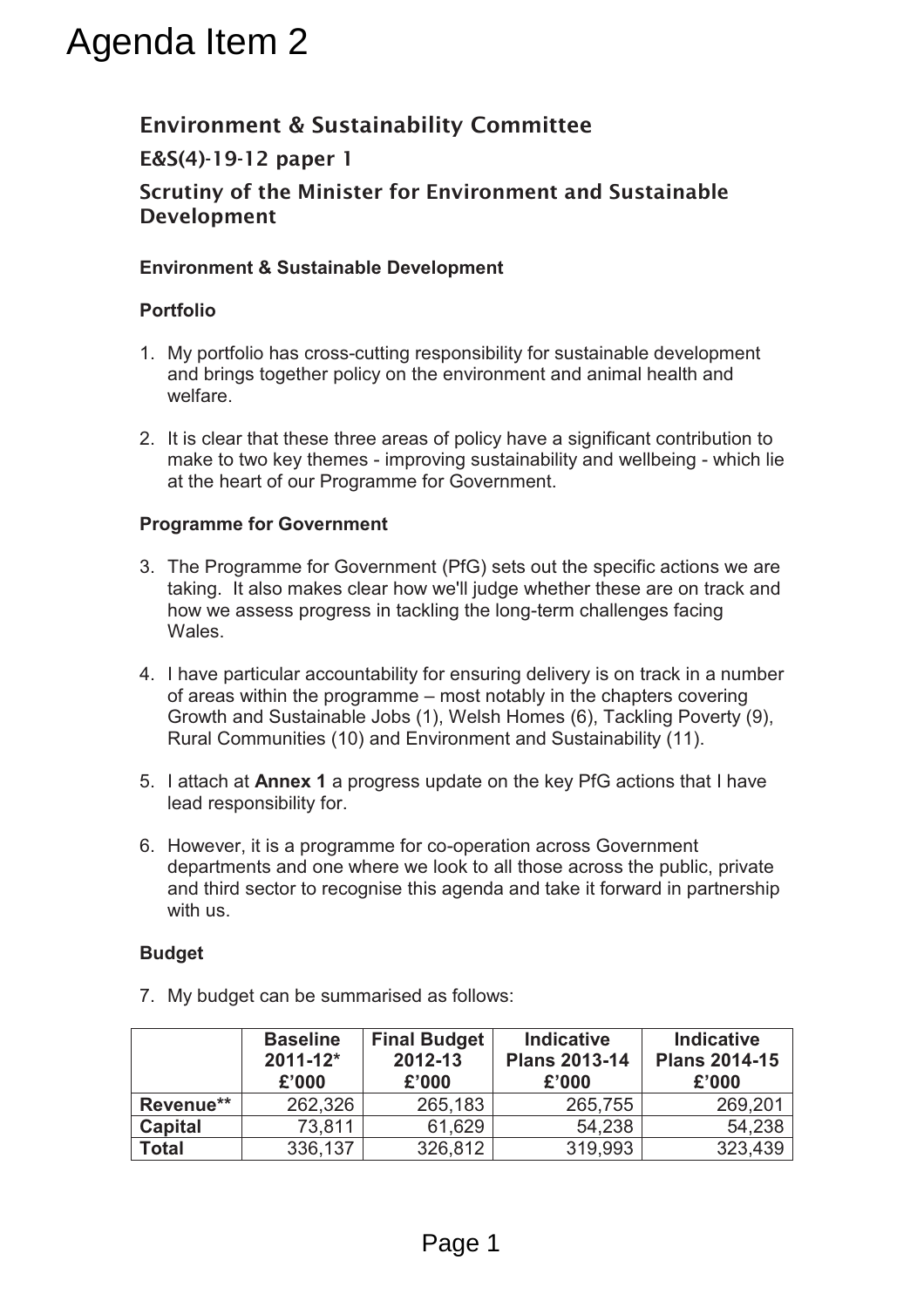# Agenda Item 2

## Environment & Sustainability Committee

### E&S(4)-19-12 paper 1

### Scrutiny of the Minister for Environment and Sustainable Development

**Environment & Sustainable Development**

**Portfolio**

1. My portfolio has cross-cutting responsibility for sustainable development and brings together policy on the environment and animal health and welfare.

2. It is clear that these three areas of policy have a significant contribution to make to two key themes - improving sustainability and wellbeing - which lie at the heart of our Programme for Government.

**Programme for Government**

3. The Programme for Government (PfG) sets out the specific actions we are taking. It also makes clear how we'll judge whether these are on track and how we assess progress in tackling the long-term challenges facing Wales.

4. I have particular accountability for ensuring delivery is on track in a number of areas within the programme – most notably in the chapters covering Growth and Sustainable Jobs (1), Welsh Homes (6), Tackling Poverty (9), Rural Communities (10) and Environment and Sustainability (11).

5. I attach at **Annex 1** a progress update on the key PfG actions that I have lead responsibility for.

6. However, it is a programme for co-operation across Government departments and one where we look to all those across the public, private and third sector to recognise this agenda and take it forward in partnership with us.

**Budget**

7. My budget can be summarised as follows:

| | Baseline 2011-12* £'000 | Final Budget 2012-13 £'000 | Indicative Plans 2013-14 £'000 | Indicative Plans 2014-15 £'000 |
|---|---|---|---|---|
| **Revenue**** | 262,326 | 265,183 | 265,755 | 269,201 |
| **Capital** | 73,811 | 61,629 | 54,238 | 54,238 |
| **Total** | 336,137 | 326,812 | 319,993 | 323,439 |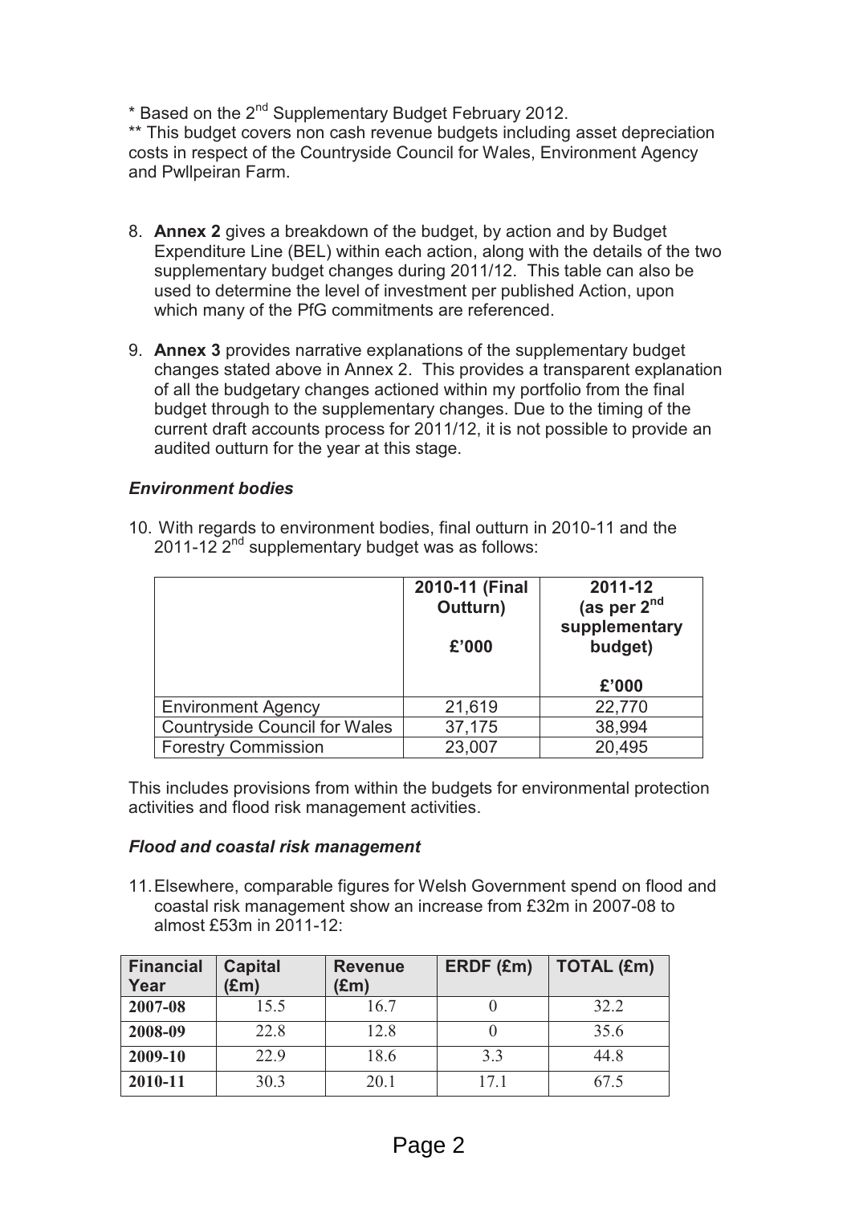* Based on the 2nd Supplementary Budget February 2012.
** This budget covers non cash revenue budgets including asset depreciation costs in respect of the Countryside Council for Wales, Environment Agency and Pwllpeiran Farm.

8. **Annex 2** gives a breakdown of the budget, by action and by Budget Expenditure Line (BEL) within each action, along with the details of the two supplementary budget changes during 2011/12. This table can also be used to determine the level of investment per published Action, upon which many of the PfG commitments are referenced.

9. **Annex 3** provides narrative explanations of the supplementary budget changes stated above in Annex 2. This provides a transparent explanation of all the budgetary changes actioned within my portfolio from the final budget through to the supplementary changes. Due to the timing of the current draft accounts process for 2011/12, it is not possible to provide an audited outturn for the year at this stage.

### *Environment bodies*

10. With regards to environment bodies, final outturn in 2010-11 and the 2011-12 2nd supplementary budget was as follows:

| | 2010-11 (Final Outturn) £'000 | 2011-12 (as per 2nd supplementary budget) £'000 |
|---|---|---|
| Environment Agency | 21,619 | 22,770 |
| Countryside Council for Wales | 37,175 | 38,994 |
| Forestry Commission | 23,007 | 20,495 |

This includes provisions from within the budgets for environmental protection activities and flood risk management activities.

### *Flood and coastal risk management*

11. Elsewhere, comparable figures for Welsh Government spend on flood and coastal risk management show an increase from £32m in 2007-08 to almost £53m in 2011-12:

| Financial Year | Capital (£m) | Revenue (£m) | ERDF (£m) | TOTAL (£m) |
|---|---|---|---|---|
| **2007-08** | 15.5 | 16.7 | 0 | 32.2 |
| **2008-09** | 22.8 | 12.8 | 0 | 35.6 |
| **2009-10** | 22.9 | 18.6 | 3.3 | 44.8 |
| **2010-11** | 30.3 | 20.1 | 17.1 | 67.5 |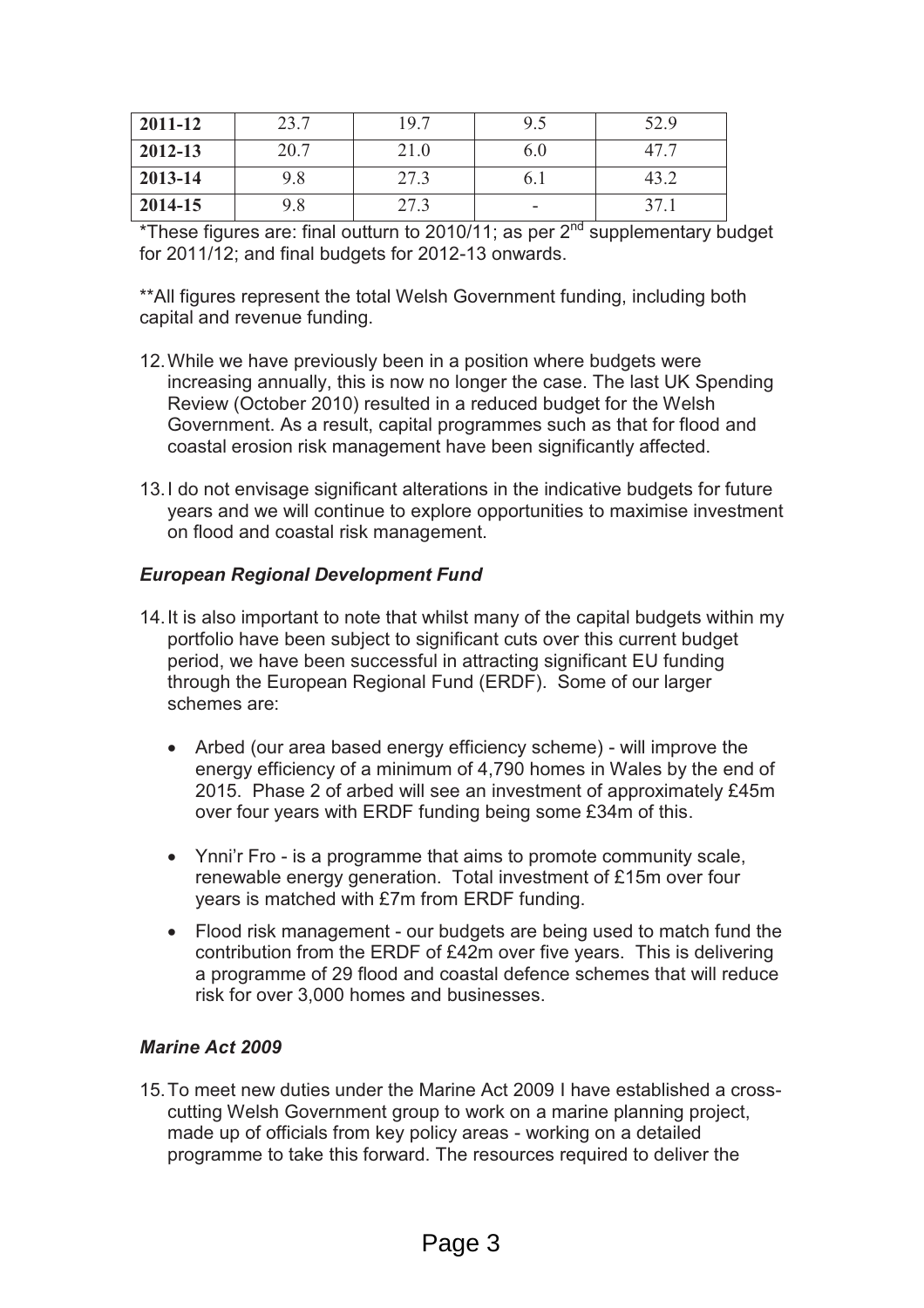| 2011-12 | 23.7 | 19.7 | 9.5 | 52.9 |
|---|---|---|---|---|
| 2012-13 | 20.7 | 21.0 | 6.0 | 47.7 |
| 2013-14 | 9.8 | 27.3 | 6.1 | 43.2 |
| 2014-15 | 9.8 | 27.3 | - | 37.1 |

*These figures are: final outturn to 2010/11; as per 2nd supplementary budget for 2011/12; and final budgets for 2012-13 onwards.

**All figures represent the total Welsh Government funding, including both capital and revenue funding.

12. While we have previously been in a position where budgets were increasing annually, this is now no longer the case. The last UK Spending Review (October 2010) resulted in a reduced budget for the Welsh Government. As a result, capital programmes such as that for flood and coastal erosion risk management have been significantly affected.

13. I do not envisage significant alterations in the indicative budgets for future years and we will continue to explore opportunities to maximise investment on flood and coastal risk management.

### *European Regional Development Fund*

14. It is also important to note that whilst many of the capital budgets within my portfolio have been subject to significant cuts over this current budget period, we have been successful in attracting significant EU funding through the European Regional Fund (ERDF). Some of our larger schemes are:

    - Arbed (our area based energy efficiency scheme) - will improve the energy efficiency of a minimum of 4,790 homes in Wales by the end of 2015. Phase 2 of arbed will see an investment of approximately £45m over four years with ERDF funding being some £34m of this.
    - Ynni'r Fro - is a programme that aims to promote community scale, renewable energy generation. Total investment of £15m over four years is matched with £7m from ERDF funding.
    - Flood risk management - our budgets are being used to match fund the contribution from the ERDF of £42m over five years. This is delivering a programme of 29 flood and coastal defence schemes that will reduce risk for over 3,000 homes and businesses.

### *Marine Act 2009*

15. To meet new duties under the Marine Act 2009 I have established a cross-cutting Welsh Government group to work on a marine planning project, made up of officials from key policy areas - working on a detailed programme to take this forward. The resources required to deliver the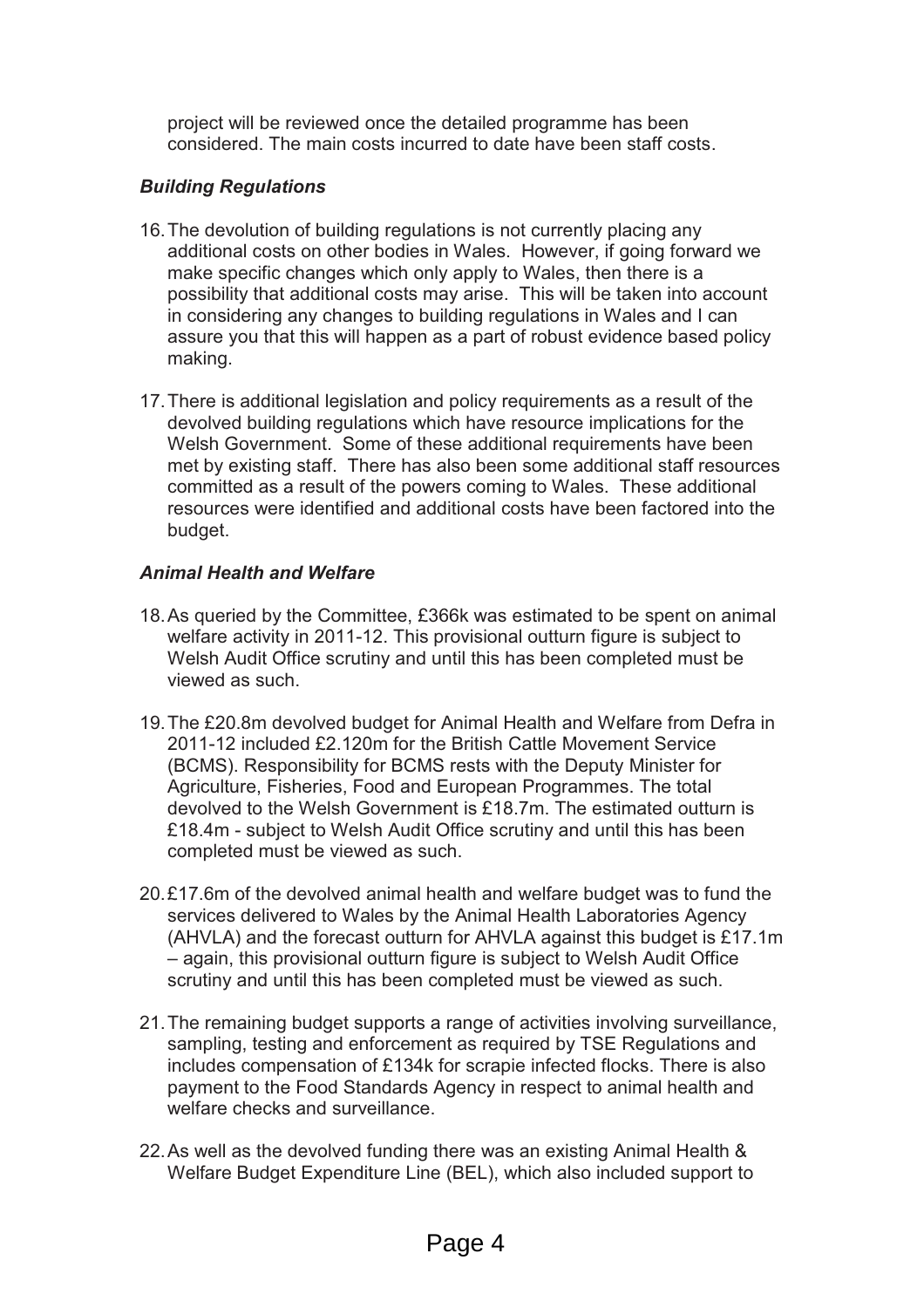project will be reviewed once the detailed programme has been considered. The main costs incurred to date have been staff costs.

### *Building Regulations*

16. The devolution of building regulations is not currently placing any additional costs on other bodies in Wales. However, if going forward we make specific changes which only apply to Wales, then there is a possibility that additional costs may arise. This will be taken into account in considering any changes to building regulations in Wales and I can assure you that this will happen as a part of robust evidence based policy making.

17. There is additional legislation and policy requirements as a result of the devolved building regulations which have resource implications for the Welsh Government. Some of these additional requirements have been met by existing staff. There has also been some additional staff resources committed as a result of the powers coming to Wales. These additional resources were identified and additional costs have been factored into the budget.

### *Animal Health and Welfare*

18. As queried by the Committee, £366k was estimated to be spent on animal welfare activity in 2011-12. This provisional outturn figure is subject to Welsh Audit Office scrutiny and until this has been completed must be viewed as such.

19. The £20.8m devolved budget for Animal Health and Welfare from Defra in 2011-12 included £2.120m for the British Cattle Movement Service (BCMS). Responsibility for BCMS rests with the Deputy Minister for Agriculture, Fisheries, Food and European Programmes. The total devolved to the Welsh Government is £18.7m. The estimated outturn is £18.4m - subject to Welsh Audit Office scrutiny and until this has been completed must be viewed as such.

20. £17.6m of the devolved animal health and welfare budget was to fund the services delivered to Wales by the Animal Health Laboratories Agency (AHVLA) and the forecast outturn for AHVLA against this budget is £17.1m – again, this provisional outturn figure is subject to Welsh Audit Office scrutiny and until this has been completed must be viewed as such.

21. The remaining budget supports a range of activities involving surveillance, sampling, testing and enforcement as required by TSE Regulations and includes compensation of £134k for scrapie infected flocks. There is also payment to the Food Standards Agency in respect to animal health and welfare checks and surveillance.

22. As well as the devolved funding there was an existing Animal Health & Welfare Budget Expenditure Line (BEL), which also included support to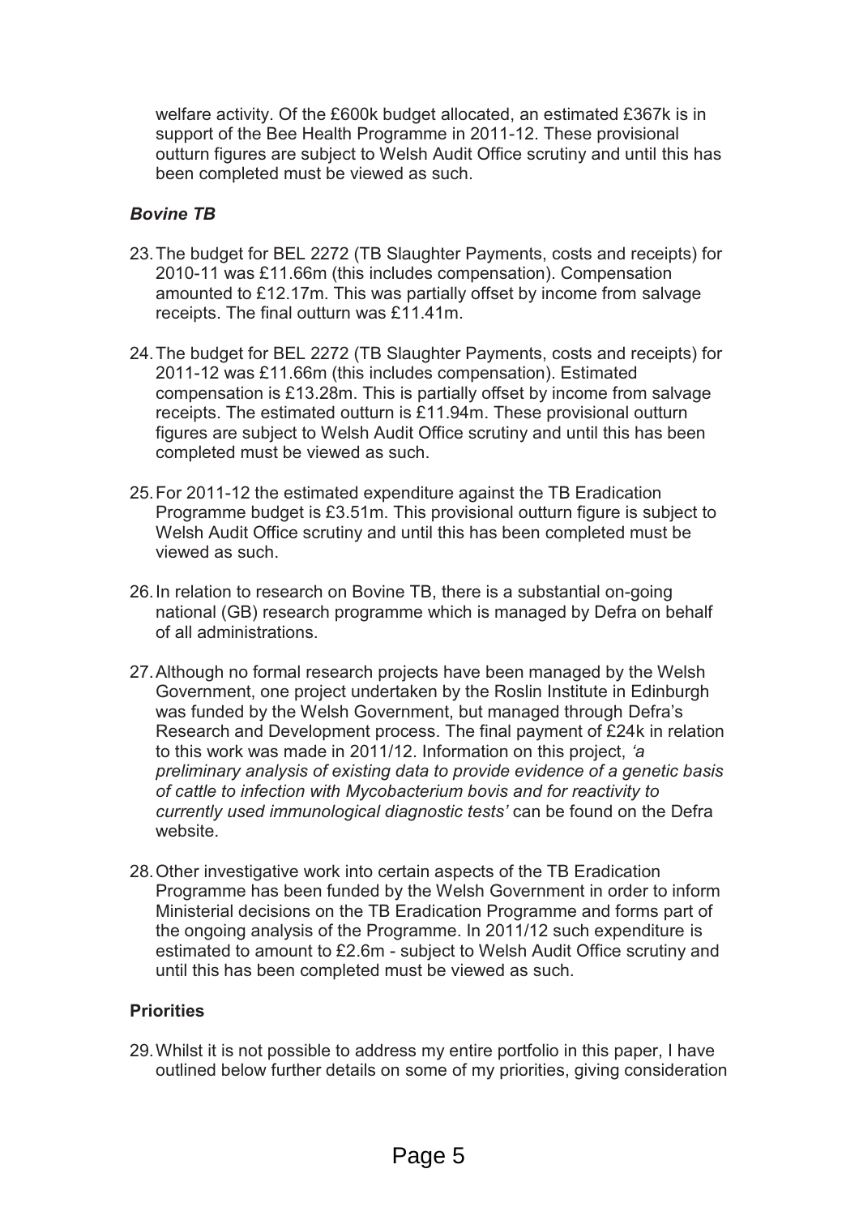welfare activity. Of the £600k budget allocated, an estimated £367k is in support of the Bee Health Programme in 2011-12. These provisional outturn figures are subject to Welsh Audit Office scrutiny and until this has been completed must be viewed as such.

### *Bovine TB*

23. The budget for BEL 2272 (TB Slaughter Payments, costs and receipts) for 2010-11 was £11.66m (this includes compensation). Compensation amounted to £12.17m. This was partially offset by income from salvage receipts. The final outturn was £11.41m.

24. The budget for BEL 2272 (TB Slaughter Payments, costs and receipts) for 2011-12 was £11.66m (this includes compensation). Estimated compensation is £13.28m. This is partially offset by income from salvage receipts. The estimated outturn is £11.94m. These provisional outturn figures are subject to Welsh Audit Office scrutiny and until this has been completed must be viewed as such.

25. For 2011-12 the estimated expenditure against the TB Eradication Programme budget is £3.51m. This provisional outturn figure is subject to Welsh Audit Office scrutiny and until this has been completed must be viewed as such.

26. In relation to research on Bovine TB, there is a substantial on-going national (GB) research programme which is managed by Defra on behalf of all administrations.

27. Although no formal research projects have been managed by the Welsh Government, one project undertaken by the Roslin Institute in Edinburgh was funded by the Welsh Government, but managed through Defra's Research and Development process. The final payment of £24k in relation to this work was made in 2011/12. Information on this project, *'a preliminary analysis of existing data to provide evidence of a genetic basis of cattle to infection with Mycobacterium bovis and for reactivity to currently used immunological diagnostic tests'* can be found on the Defra website.

28. Other investigative work into certain aspects of the TB Eradication Programme has been funded by the Welsh Government in order to inform Ministerial decisions on the TB Eradication Programme and forms part of the ongoing analysis of the Programme. In 2011/12 such expenditure is estimated to amount to £2.6m - subject to Welsh Audit Office scrutiny and until this has been completed must be viewed as such.

### **Priorities**

29. Whilst it is not possible to address my entire portfolio in this paper, I have outlined below further details on some of my priorities, giving consideration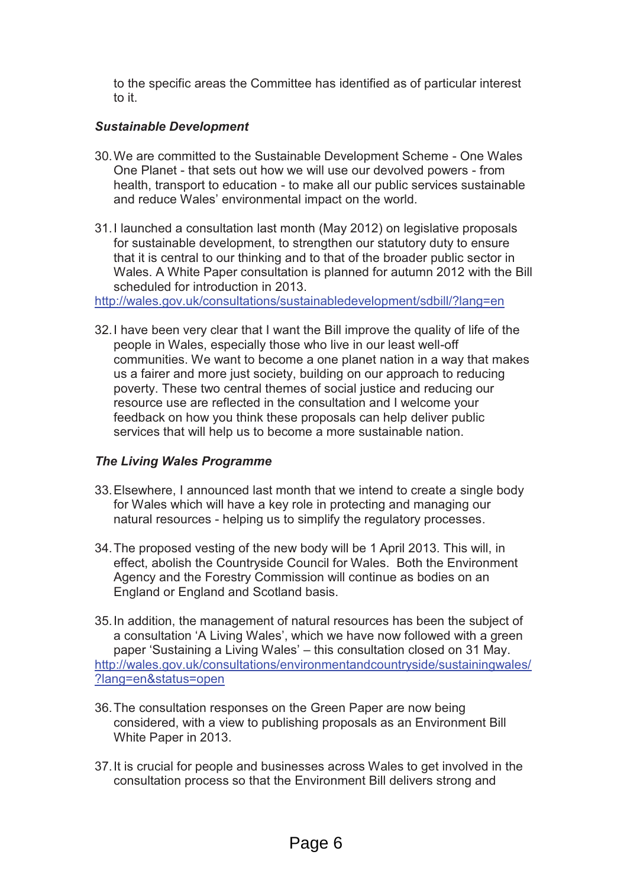to the specific areas the Committee has identified as of particular interest to it.

***Sustainable Development***

30. We are committed to the Sustainable Development Scheme - One Wales One Planet - that sets out how we will use our devolved powers - from health, transport to education - to make all our public services sustainable and reduce Wales' environmental impact on the world.

31. I launched a consultation last month (May 2012) on legislative proposals for sustainable development, to strengthen our statutory duty to ensure that it is central to our thinking and to that of the broader public sector in Wales. A White Paper consultation is planned for autumn 2012 with the Bill scheduled for introduction in 2013.
http://wales.gov.uk/consultations/sustainabledevelopment/sdbill/?lang=en

32. I have been very clear that I want the Bill improve the quality of life of the people in Wales, especially those who live in our least well-off communities. We want to become a one planet nation in a way that makes us a fairer and more just society, building on our approach to reducing poverty. These two central themes of social justice and reducing our resource use are reflected in the consultation and I welcome your feedback on how you think these proposals can help deliver public services that will help us to become a more sustainable nation.

***The Living Wales Programme***

33. Elsewhere, I announced last month that we intend to create a single body for Wales which will have a key role in protecting and managing our natural resources - helping us to simplify the regulatory processes.

34. The proposed vesting of the new body will be 1 April 2013. This will, in effect, abolish the Countryside Council for Wales. Both the Environment Agency and the Forestry Commission will continue as bodies on an England or England and Scotland basis.

35. In addition, the management of natural resources has been the subject of a consultation 'A Living Wales', which we have now followed with a green paper 'Sustaining a Living Wales' – this consultation closed on 31 May.
http://wales.gov.uk/consultations/environmentandcountryside/sustainingwales/?lang=en&status=open

36. The consultation responses on the Green Paper are now being considered, with a view to publishing proposals as an Environment Bill White Paper in 2013.

37. It is crucial for people and businesses across Wales to get involved in the consultation process so that the Environment Bill delivers strong and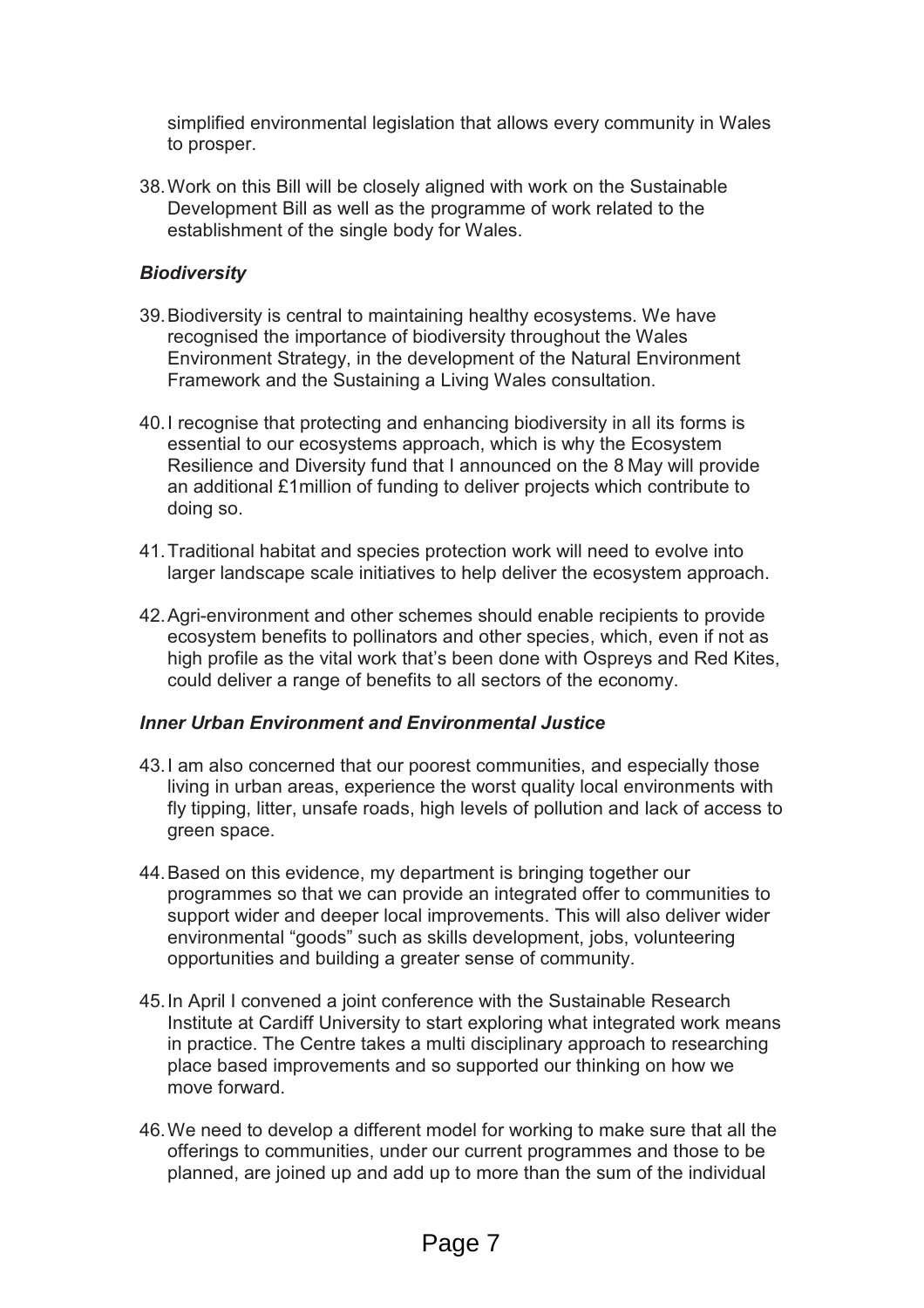simplified environmental legislation that allows every community in Wales to prosper.

38. Work on this Bill will be closely aligned with work on the Sustainable Development Bill as well as the programme of work related to the establishment of the single body for Wales.

### *Biodiversity*

39. Biodiversity is central to maintaining healthy ecosystems. We have recognised the importance of biodiversity throughout the Wales Environment Strategy, in the development of the Natural Environment Framework and the Sustaining a Living Wales consultation.

40. I recognise that protecting and enhancing biodiversity in all its forms is essential to our ecosystems approach, which is why the Ecosystem Resilience and Diversity fund that I announced on the 8 May will provide an additional £1million of funding to deliver projects which contribute to doing so.

41. Traditional habitat and species protection work will need to evolve into larger landscape scale initiatives to help deliver the ecosystem approach.

42. Agri-environment and other schemes should enable recipients to provide ecosystem benefits to pollinators and other species, which, even if not as high profile as the vital work that's been done with Ospreys and Red Kites, could deliver a range of benefits to all sectors of the economy.

### *Inner Urban Environment and Environmental Justice*

43. I am also concerned that our poorest communities, and especially those living in urban areas, experience the worst quality local environments with fly tipping, litter, unsafe roads, high levels of pollution and lack of access to green space.

44. Based on this evidence, my department is bringing together our programmes so that we can provide an integrated offer to communities to support wider and deeper local improvements. This will also deliver wider environmental "goods" such as skills development, jobs, volunteering opportunities and building a greater sense of community.

45. In April I convened a joint conference with the Sustainable Research Institute at Cardiff University to start exploring what integrated work means in practice. The Centre takes a multi disciplinary approach to researching place based improvements and so supported our thinking on how we move forward.

46. We need to develop a different model for working to make sure that all the offerings to communities, under our current programmes and those to be planned, are joined up and add up to more than the sum of the individual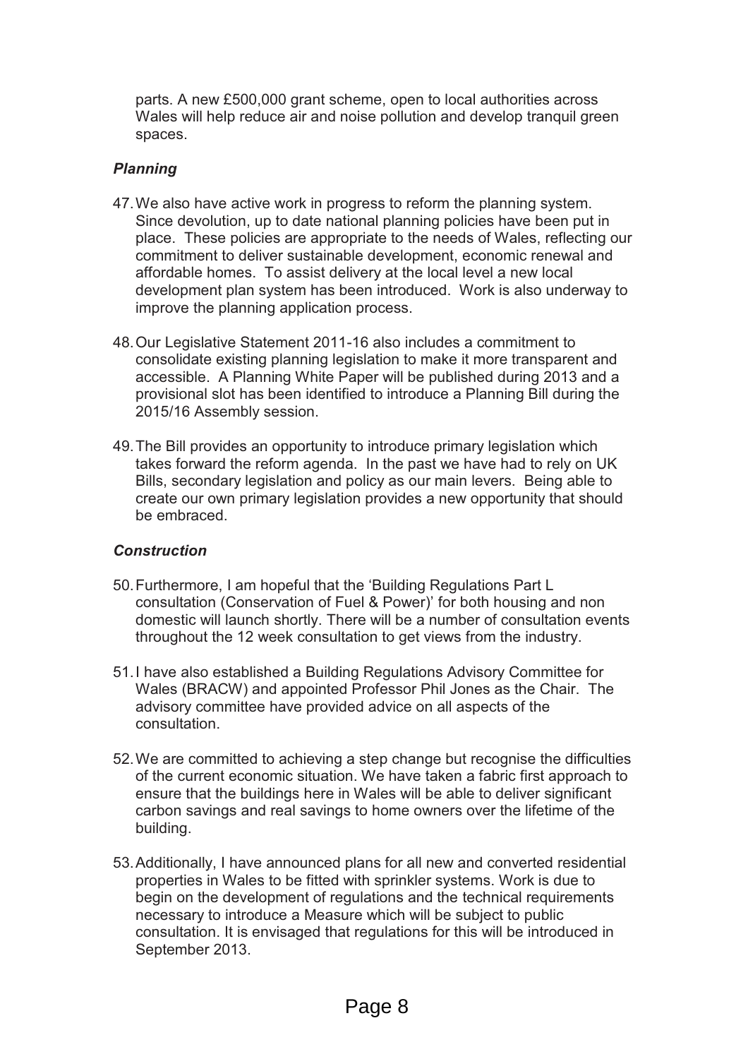parts. A new £500,000 grant scheme, open to local authorities across Wales will help reduce air and noise pollution and develop tranquil green spaces.

### *Planning*

47. We also have active work in progress to reform the planning system. Since devolution, up to date national planning policies have been put in place. These policies are appropriate to the needs of Wales, reflecting our commitment to deliver sustainable development, economic renewal and affordable homes. To assist delivery at the local level a new local development plan system has been introduced. Work is also underway to improve the planning application process.

48. Our Legislative Statement 2011-16 also includes a commitment to consolidate existing planning legislation to make it more transparent and accessible. A Planning White Paper will be published during 2013 and a provisional slot has been identified to introduce a Planning Bill during the 2015/16 Assembly session.

49. The Bill provides an opportunity to introduce primary legislation which takes forward the reform agenda. In the past we have had to rely on UK Bills, secondary legislation and policy as our main levers. Being able to create our own primary legislation provides a new opportunity that should be embraced.

### *Construction*

50. Furthermore, I am hopeful that the 'Building Regulations Part L consultation (Conservation of Fuel & Power)' for both housing and non domestic will launch shortly. There will be a number of consultation events throughout the 12 week consultation to get views from the industry.

51. I have also established a Building Regulations Advisory Committee for Wales (BRACW) and appointed Professor Phil Jones as the Chair. The advisory committee have provided advice on all aspects of the consultation.

52. We are committed to achieving a step change but recognise the difficulties of the current economic situation. We have taken a fabric first approach to ensure that the buildings here in Wales will be able to deliver significant carbon savings and real savings to home owners over the lifetime of the building.

53. Additionally, I have announced plans for all new and converted residential properties in Wales to be fitted with sprinkler systems. Work is due to begin on the development of regulations and the technical requirements necessary to introduce a Measure which will be subject to public consultation. It is envisaged that regulations for this will be introduced in September 2013.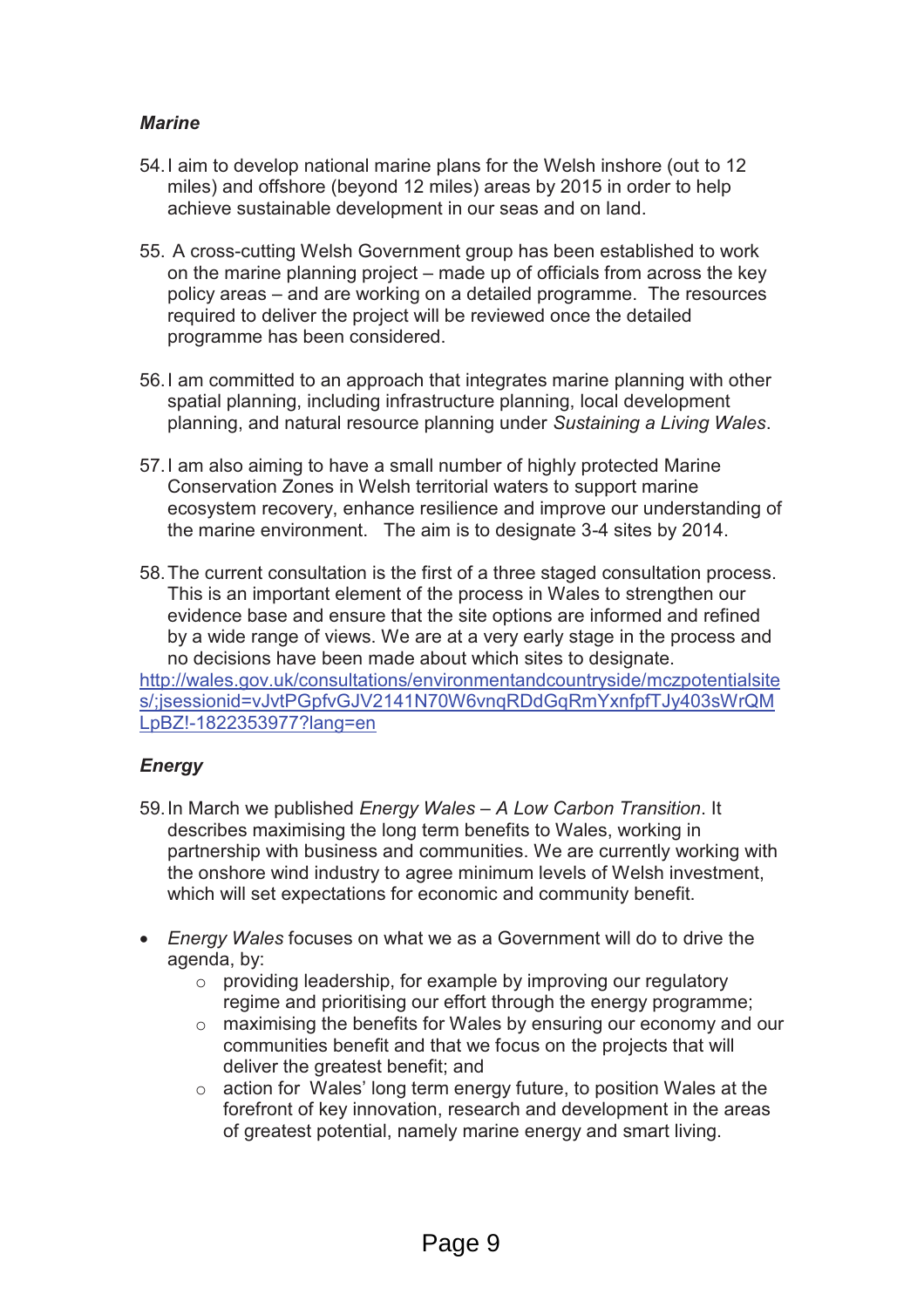### *Marine*

54. I aim to develop national marine plans for the Welsh inshore (out to 12 miles) and offshore (beyond 12 miles) areas by 2015 in order to help achieve sustainable development in our seas and on land.

55. A cross-cutting Welsh Government group has been established to work on the marine planning project – made up of officials from across the key policy areas – and are working on a detailed programme. The resources required to deliver the project will be reviewed once the detailed programme has been considered.

56. I am committed to an approach that integrates marine planning with other spatial planning, including infrastructure planning, local development planning, and natural resource planning under *Sustaining a Living Wales*.

57. I am also aiming to have a small number of highly protected Marine Conservation Zones in Welsh territorial waters to support marine ecosystem recovery, enhance resilience and improve our understanding of the marine environment. The aim is to designate 3-4 sites by 2014.

58. The current consultation is the first of a three staged consultation process. This is an important element of the process in Wales to strengthen our evidence base and ensure that the site options are informed and refined by a wide range of views. We are at a very early stage in the process and no decisions have been made about which sites to designate.

http://wales.gov.uk/consultations/environmentandcountryside/mczpotentialsites/;jsessionid=vJvtPGpfvGJV2141N70W6vnqRDdGqRmYxnfpfTJy403sWrQMLpBZ!-1822353977?lang=en

### *Energy*

59. In March we published *Energy Wales – A Low Carbon Transition*. It describes maximising the long term benefits to Wales, working in partnership with business and communities. We are currently working with the onshore wind industry to agree minimum levels of Welsh investment, which will set expectations for economic and community benefit.

- *Energy Wales* focuses on what we as a Government will do to drive the agenda, by:
  - providing leadership, for example by improving our regulatory regime and prioritising our effort through the energy programme;
  - maximising the benefits for Wales by ensuring our economy and our communities benefit and that we focus on the projects that will deliver the greatest benefit; and
  - action for Wales' long term energy future, to position Wales at the forefront of key innovation, research and development in the areas of greatest potential, namely marine energy and smart living.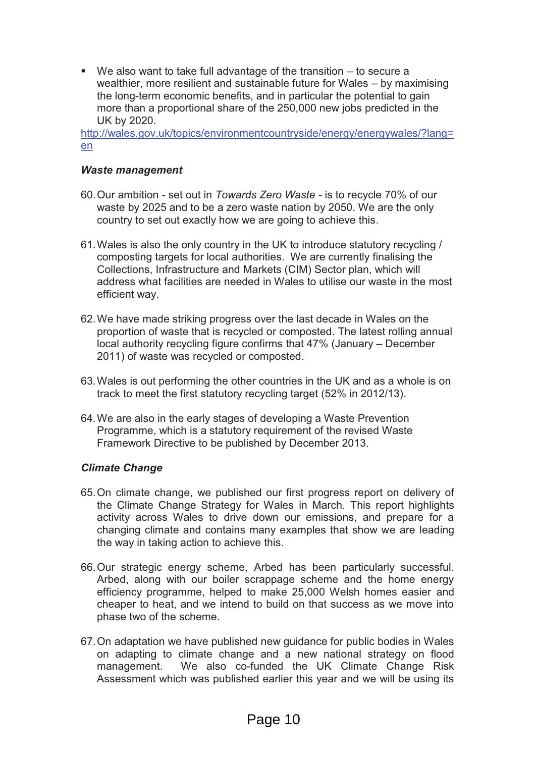- We also want to take full advantage of the transition – to secure a wealthier, more resilient and sustainable future for Wales – by maximising the long-term economic benefits, and in particular the potential to gain more than a proportional share of the 250,000 new jobs predicted in the UK by 2020.

http://wales.gov.uk/topics/environmentcountryside/energy/energywales/?lang=en

***Waste management***

60. Our ambition - set out in *Towards Zero Waste* - is to recycle 70% of our waste by 2025 and to be a zero waste nation by 2050. We are the only country to set out exactly how we are going to achieve this.

61. Wales is also the only country in the UK to introduce statutory recycling / composting targets for local authorities. We are currently finalising the Collections, Infrastructure and Markets (CIM) Sector plan, which will address what facilities are needed in Wales to utilise our waste in the most efficient way.

62. We have made striking progress over the last decade in Wales on the proportion of waste that is recycled or composted. The latest rolling annual local authority recycling figure confirms that 47% (January – December 2011) of waste was recycled or composted.

63. Wales is out performing the other countries in the UK and as a whole is on track to meet the first statutory recycling target (52% in 2012/13).

64. We are also in the early stages of developing a Waste Prevention Programme, which is a statutory requirement of the revised Waste Framework Directive to be published by December 2013.

***Climate Change***

65. On climate change, we published our first progress report on delivery of the Climate Change Strategy for Wales in March. This report highlights activity across Wales to drive down our emissions, and prepare for a changing climate and contains many examples that show we are leading the way in taking action to achieve this.

66. Our strategic energy scheme, Arbed has been particularly successful. Arbed, along with our boiler scrappage scheme and the home energy efficiency programme, helped to make 25,000 Welsh homes easier and cheaper to heat, and we intend to build on that success as we move into phase two of the scheme.

67. On adaptation we have published new guidance for public bodies in Wales on adapting to climate change and a new national strategy on flood management. We also co-funded the UK Climate Change Risk Assessment which was published earlier this year and we will be using its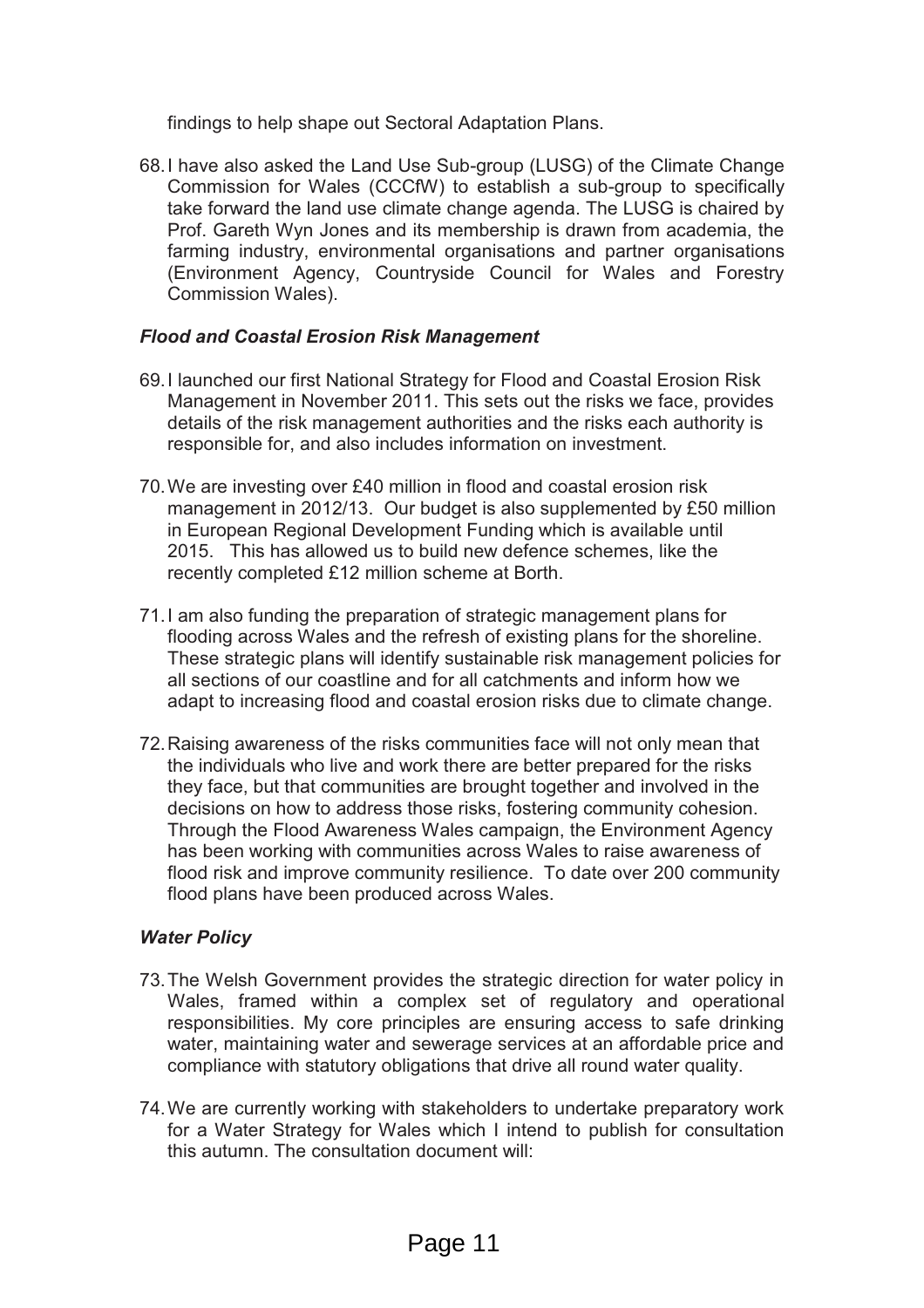findings to help shape out Sectoral Adaptation Plans.

68. I have also asked the Land Use Sub-group (LUSG) of the Climate Change Commission for Wales (CCCfW) to establish a sub-group to specifically take forward the land use climate change agenda. The LUSG is chaired by Prof. Gareth Wyn Jones and its membership is drawn from academia, the farming industry, environmental organisations and partner organisations (Environment Agency, Countryside Council for Wales and Forestry Commission Wales).

### *Flood and Coastal Erosion Risk Management*

69. I launched our first National Strategy for Flood and Coastal Erosion Risk Management in November 2011. This sets out the risks we face, provides details of the risk management authorities and the risks each authority is responsible for, and also includes information on investment.

70. We are investing over £40 million in flood and coastal erosion risk management in 2012/13. Our budget is also supplemented by £50 million in European Regional Development Funding which is available until 2015. This has allowed us to build new defence schemes, like the recently completed £12 million scheme at Borth.

71. I am also funding the preparation of strategic management plans for flooding across Wales and the refresh of existing plans for the shoreline. These strategic plans will identify sustainable risk management policies for all sections of our coastline and for all catchments and inform how we adapt to increasing flood and coastal erosion risks due to climate change.

72. Raising awareness of the risks communities face will not only mean that the individuals who live and work there are better prepared for the risks they face, but that communities are brought together and involved in the decisions on how to address those risks, fostering community cohesion. Through the Flood Awareness Wales campaign, the Environment Agency has been working with communities across Wales to raise awareness of flood risk and improve community resilience. To date over 200 community flood plans have been produced across Wales.

### *Water Policy*

73. The Welsh Government provides the strategic direction for water policy in Wales, framed within a complex set of regulatory and operational responsibilities. My core principles are ensuring access to safe drinking water, maintaining water and sewerage services at an affordable price and compliance with statutory obligations that drive all round water quality.

74. We are currently working with stakeholders to undertake preparatory work for a Water Strategy for Wales which I intend to publish for consultation this autumn. The consultation document will: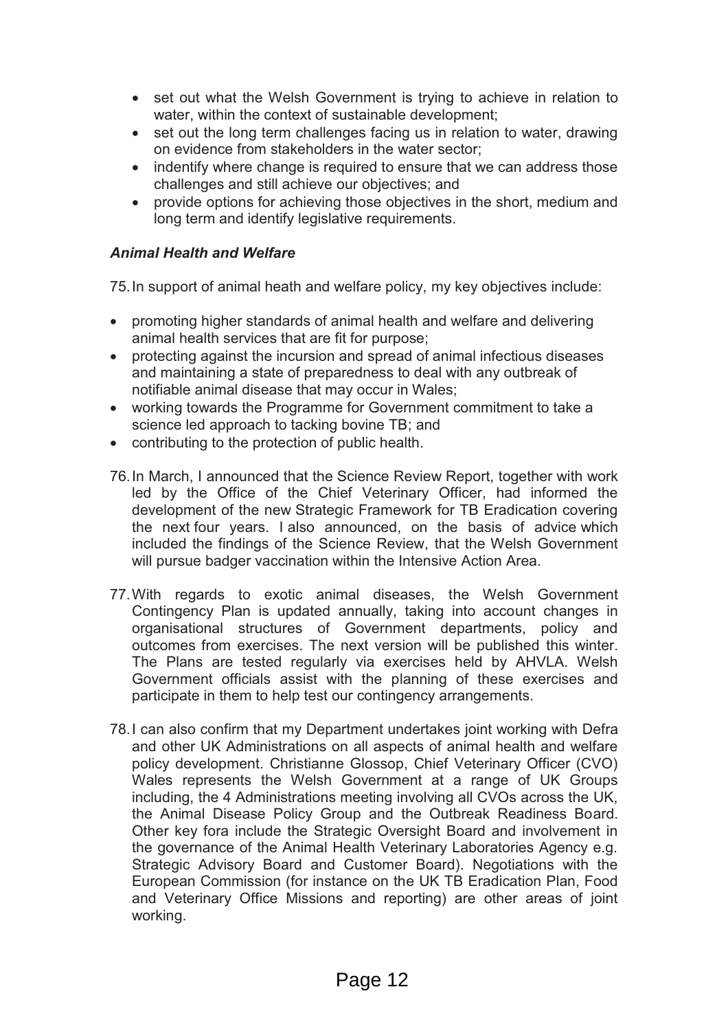- set out what the Welsh Government is trying to achieve in relation to water, within the context of sustainable development;
- set out the long term challenges facing us in relation to water, drawing on evidence from stakeholders in the water sector;
- indentify where change is required to ensure that we can address those challenges and still achieve our objectives; and
- provide options for achieving those objectives in the short, medium and long term and identify legislative requirements.

### *Animal Health and Welfare*

75. In support of animal heath and welfare policy, my key objectives include:

- promoting higher standards of animal health and welfare and delivering animal health services that are fit for purpose;
- protecting against the incursion and spread of animal infectious diseases and maintaining a state of preparedness to deal with any outbreak of notifiable animal disease that may occur in Wales;
- working towards the Programme for Government commitment to take a science led approach to tacking bovine TB; and
- contributing to the protection of public health.

76. In March, I announced that the Science Review Report, together with work led by the Office of the Chief Veterinary Officer, had informed the development of the new Strategic Framework for TB Eradication covering the next four years. I also announced, on the basis of advice which included the findings of the Science Review, that the Welsh Government will pursue badger vaccination within the Intensive Action Area.

77. With regards to exotic animal diseases, the Welsh Government Contingency Plan is updated annually, taking into account changes in organisational structures of Government departments, policy and outcomes from exercises. The next version will be published this winter. The Plans are tested regularly via exercises held by AHVLA. Welsh Government officials assist with the planning of these exercises and participate in them to help test our contingency arrangements.

78. I can also confirm that my Department undertakes joint working with Defra and other UK Administrations on all aspects of animal health and welfare policy development. Christianne Glossop, Chief Veterinary Officer (CVO) Wales represents the Welsh Government at a range of UK Groups including, the 4 Administrations meeting involving all CVOs across the UK, the Animal Disease Policy Group and the Outbreak Readiness Board. Other key fora include the Strategic Oversight Board and involvement in the governance of the Animal Health Veterinary Laboratories Agency e.g. Strategic Advisory Board and Customer Board). Negotiations with the European Commission (for instance on the UK TB Eradication Plan, Food and Veterinary Office Missions and reporting) are other areas of joint working.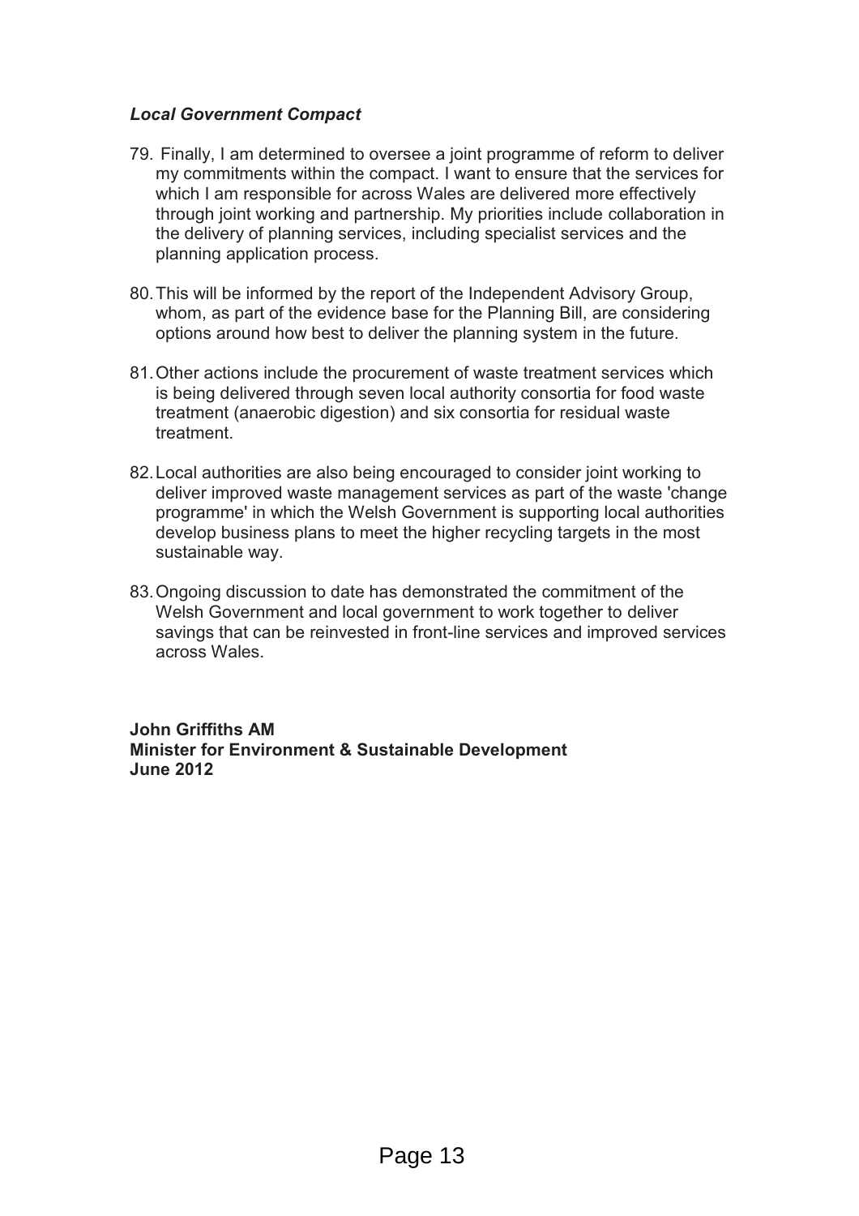***Local Government Compact***

79. Finally, I am determined to oversee a joint programme of reform to deliver my commitments within the compact. I want to ensure that the services for which I am responsible for across Wales are delivered more effectively through joint working and partnership. My priorities include collaboration in the delivery of planning services, including specialist services and the planning application process.

80. This will be informed by the report of the Independent Advisory Group, whom, as part of the evidence base for the Planning Bill, are considering options around how best to deliver the planning system in the future.

81. Other actions include the procurement of waste treatment services which is being delivered through seven local authority consortia for food waste treatment (anaerobic digestion) and six consortia for residual waste treatment.

82. Local authorities are also being encouraged to consider joint working to deliver improved waste management services as part of the waste 'change programme' in which the Welsh Government is supporting local authorities develop business plans to meet the higher recycling targets in the most sustainable way.

83. Ongoing discussion to date has demonstrated the commitment of the Welsh Government and local government to work together to deliver savings that can be reinvested in front-line services and improved services across Wales.

**John Griffiths AM**
**Minister for Environment & Sustainable Development**
**June 2012**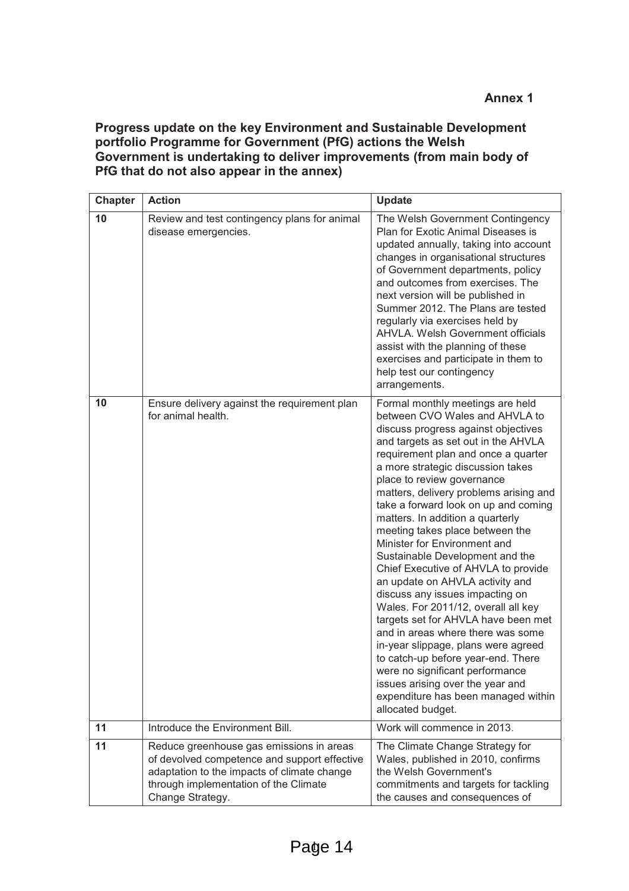**Annex 1**

**Progress update on the key Environment and Sustainable Development portfolio Programme for Government (PfG) actions the Welsh Government is undertaking to deliver improvements (from main body of PfG that do not also appear in the annex)**

| Chapter | Action | Update |
|---|---|---|
| 10 | Review and test contingency plans for animal disease emergencies. | The Welsh Government Contingency Plan for Exotic Animal Diseases is updated annually, taking into account changes in organisational structures of Government departments, policy and outcomes from exercises. The next version will be published in Summer 2012. The Plans are tested regularly via exercises held by AHVLA. Welsh Government officials assist with the planning of these exercises and participate in them to help test our contingency arrangements. |
| 10 | Ensure delivery against the requirement plan for animal health. | Formal monthly meetings are held between CVO Wales and AHVLA to discuss progress against objectives and targets as set out in the AHVLA requirement plan and once a quarter a more strategic discussion takes place to review governance matters, delivery problems arising and take a forward look on up and coming matters. In addition a quarterly meeting takes place between the Minister for Environment and Sustainable Development and the Chief Executive of AHVLA to provide an update on AHVLA activity and discuss any issues impacting on Wales. For 2011/12, overall all key targets set for AHVLA have been met and in areas where there was some in-year slippage, plans were agreed to catch-up before year-end. There were no significant performance issues arising over the year and expenditure has been managed within allocated budget. |
| 11 | Introduce the Environment Bill. | Work will commence in 2013. |
| 11 | Reduce greenhouse gas emissions in areas of devolved competence and support effective adaptation to the impacts of climate change through implementation of the Climate Change Strategy. | The Climate Change Strategy for Wales, published in 2010, confirms the Welsh Government's commitments and targets for tackling the causes and consequences of |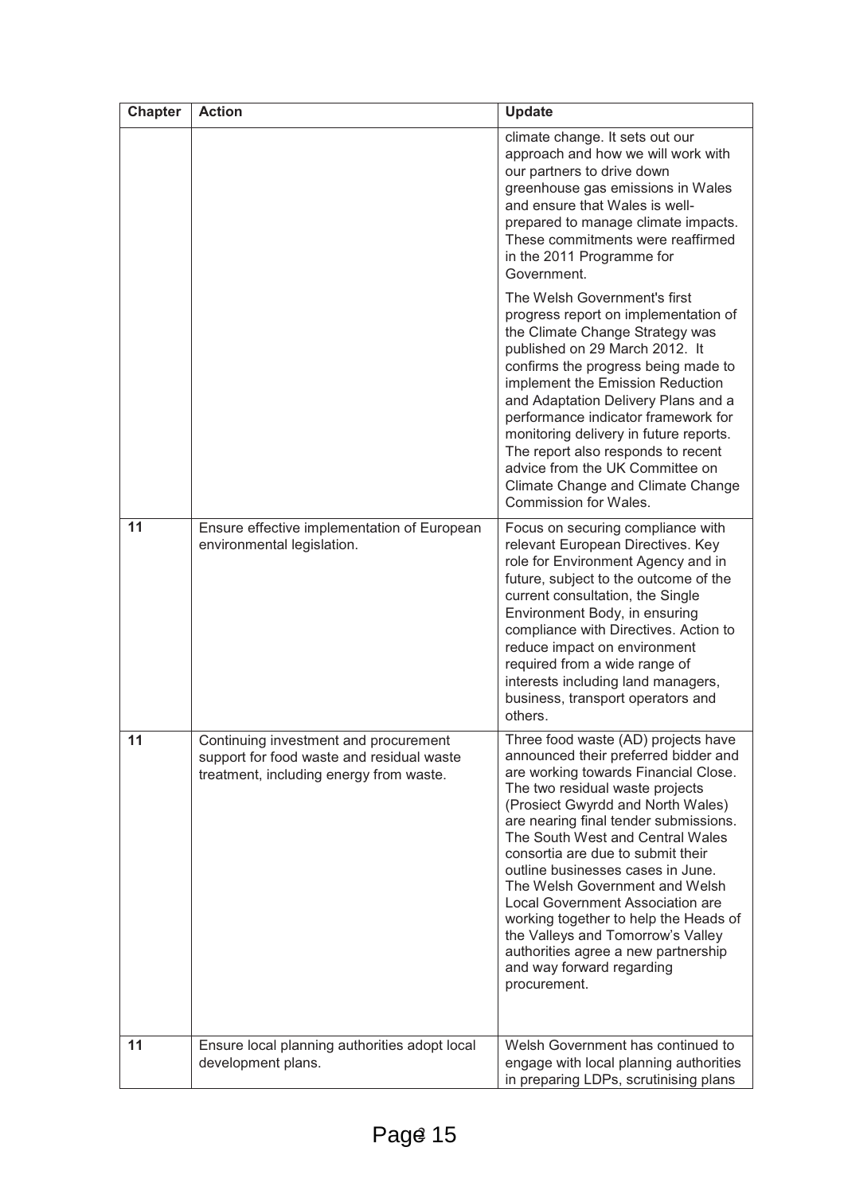| Chapter | Action | Update |
| --- | --- | --- |
| | | climate change. It sets out our approach and how we will work with our partners to drive down greenhouse gas emissions in Wales and ensure that Wales is well-prepared to manage climate impacts. These commitments were reaffirmed in the 2011 Programme for Government.<br><br>The Welsh Government's first progress report on implementation of the Climate Change Strategy was published on 29 March 2012. It confirms the progress being made to implement the Emission Reduction and Adaptation Delivery Plans and a performance indicator framework for monitoring delivery in future reports. The report also responds to recent advice from the UK Committee on Climate Change and Climate Change Commission for Wales. |
| 11 | Ensure effective implementation of European environmental legislation. | Focus on securing compliance with relevant European Directives. Key role for Environment Agency and in future, subject to the outcome of the current consultation, the Single Environment Body, in ensuring compliance with Directives. Action to reduce impact on environment required from a wide range of interests including land managers, business, transport operators and others. |
| 11 | Continuing investment and procurement support for food waste and residual waste treatment, including energy from waste. | Three food waste (AD) projects have announced their preferred bidder and are working towards Financial Close. The two residual waste projects (Prosiect Gwyrdd and North Wales) are nearing final tender submissions. The South West and Central Wales consortia are due to submit their outline businesses cases in June. The Welsh Government and Welsh Local Government Association are working together to help the Heads of the Valleys and Tomorrow's Valley authorities agree a new partnership and way forward regarding procurement. |
| 11 | Ensure local planning authorities adopt local development plans. | Welsh Government has continued to engage with local planning authorities in preparing LDPs, scrutinising plans |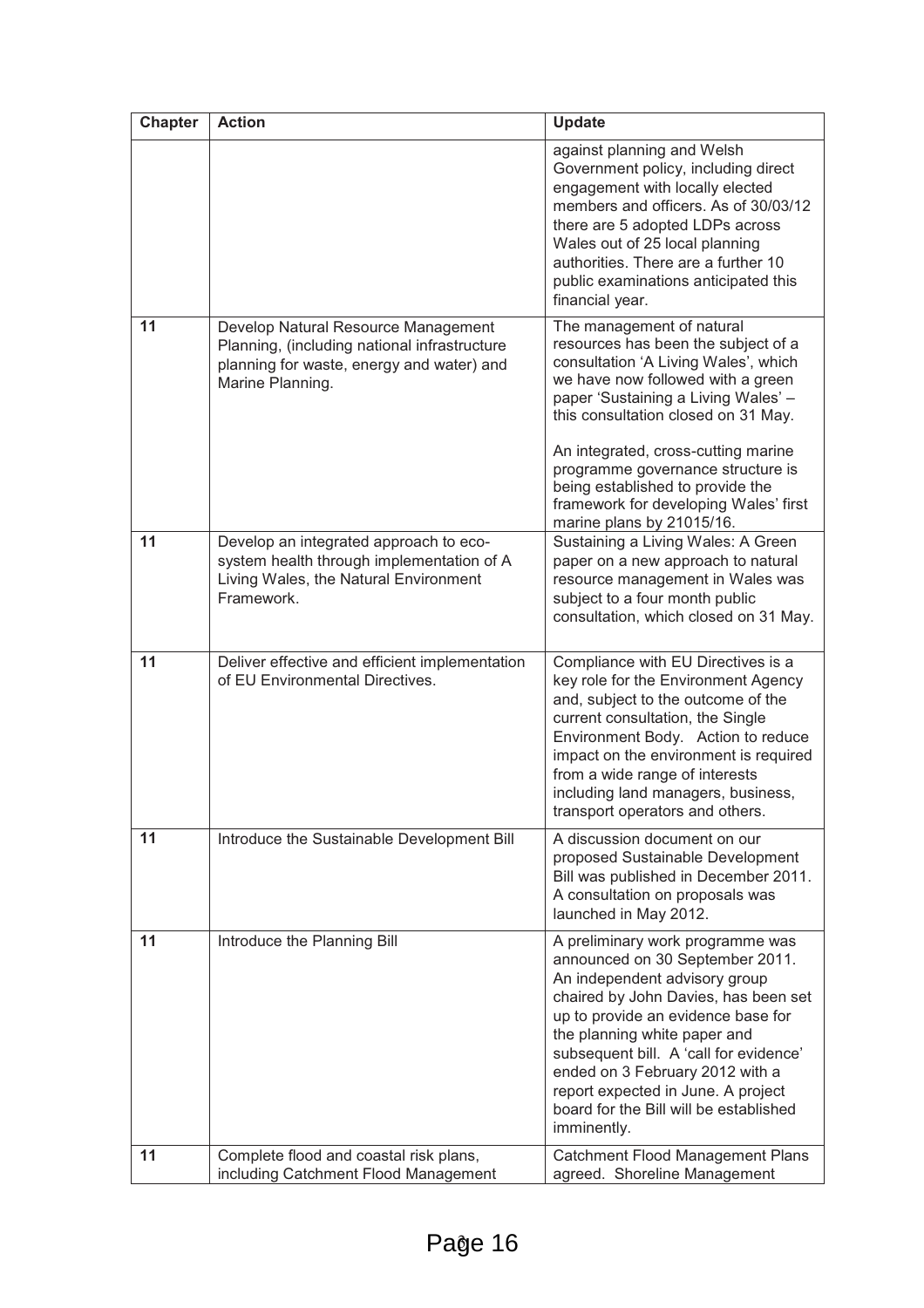| Chapter | Action | Update |
|---|---|---|
| | | against planning and Welsh Government policy, including direct engagement with locally elected members and officers. As of 30/03/12 there are 5 adopted LDPs across Wales out of 25 local planning authorities. There are a further 10 public examinations anticipated this financial year. |
| 11 | Develop Natural Resource Management Planning, (including national infrastructure planning for waste, energy and water) and Marine Planning. | The management of natural resources has been the subject of a consultation 'A Living Wales', which we have now followed with a green paper 'Sustaining a Living Wales' – this consultation closed on 31 May.<br><br>An integrated, cross-cutting marine programme governance structure is being established to provide the framework for developing Wales' first marine plans by 21015/16. |
| 11 | Develop an integrated approach to eco-system health through implementation of A Living Wales, the Natural Environment Framework. | Sustaining a Living Wales: A Green paper on a new approach to natural resource management in Wales was subject to a four month public consultation, which closed on 31 May. |
| 11 | Deliver effective and efficient implementation of EU Environmental Directives. | Compliance with EU Directives is a key role for the Environment Agency and, subject to the outcome of the current consultation, the Single Environment Body. Action to reduce impact on the environment is required from a wide range of interests including land managers, business, transport operators and others. |
| 11 | Introduce the Sustainable Development Bill | A discussion document on our proposed Sustainable Development Bill was published in December 2011. A consultation on proposals was launched in May 2012. |
| 11 | Introduce the Planning Bill | A preliminary work programme was announced on 30 September 2011. An independent advisory group chaired by John Davies, has been set up to provide an evidence base for the planning white paper and subsequent bill. A 'call for evidence' ended on 3 February 2012 with a report expected in June. A project board for the Bill will be established imminently. |
| 11 | Complete flood and coastal risk plans, including Catchment Flood Management | Catchment Flood Management Plans agreed. Shoreline Management |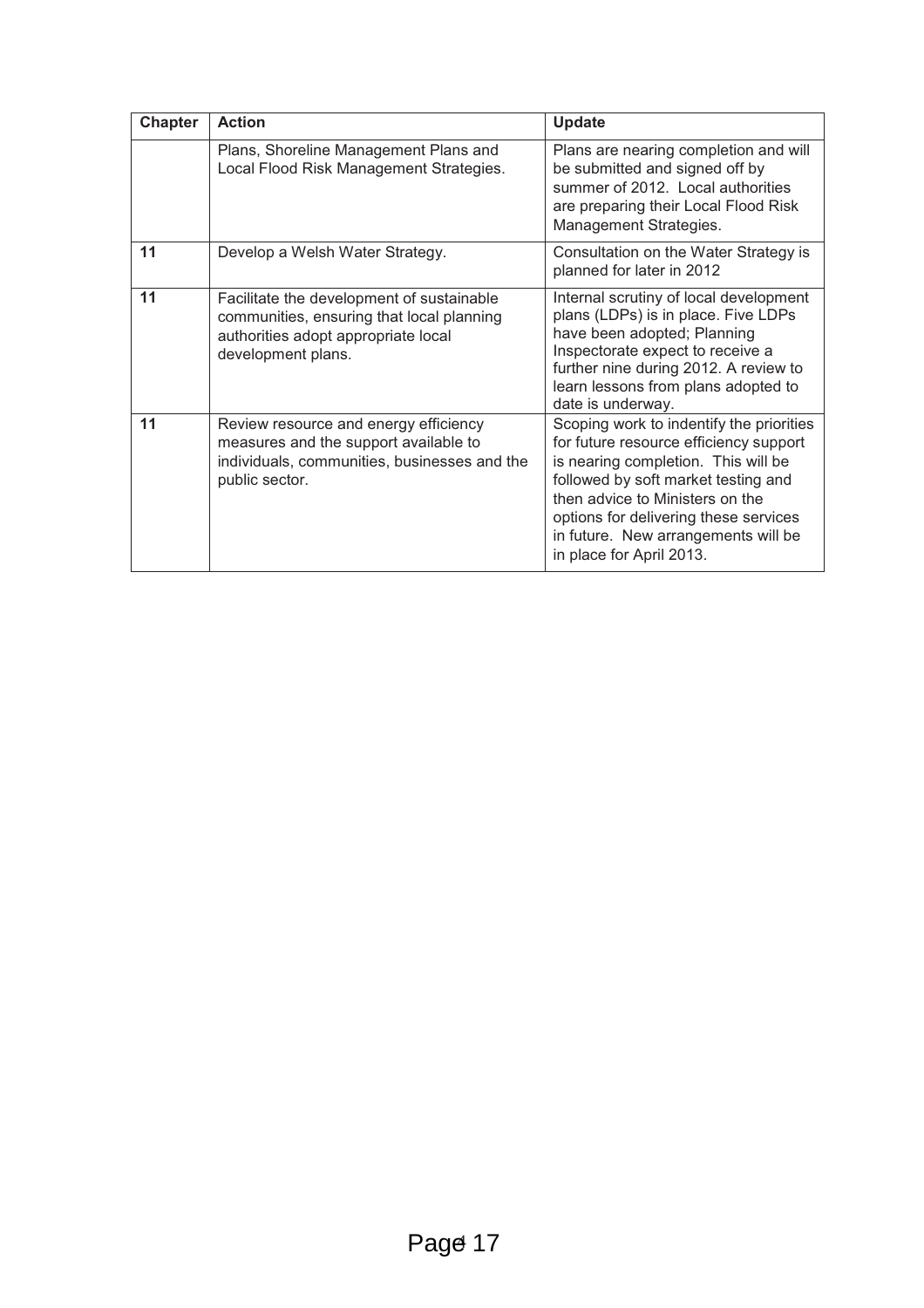| Chapter | Action | Update |
|---|---|---|
| | Plans, Shoreline Management Plans and Local Flood Risk Management Strategies. | Plans are nearing completion and will be submitted and signed off by summer of 2012. Local authorities are preparing their Local Flood Risk Management Strategies. |
| **11** | Develop a Welsh Water Strategy. | Consultation on the Water Strategy is planned for later in 2012 |
| **11** | Facilitate the development of sustainable communities, ensuring that local planning authorities adopt appropriate local development plans. | Internal scrutiny of local development plans (LDPs) is in place. Five LDPs have been adopted; Planning Inspectorate expect to receive a further nine during 2012. A review to learn lessons from plans adopted to date is underway. |
| **11** | Review resource and energy efficiency measures and the support available to individuals, communities, businesses and the public sector. | Scoping work to indentify the priorities for future resource efficiency support is nearing completion. This will be followed by soft market testing and then advice to Ministers on the options for delivering these services in future. New arrangements will be in place for April 2013. |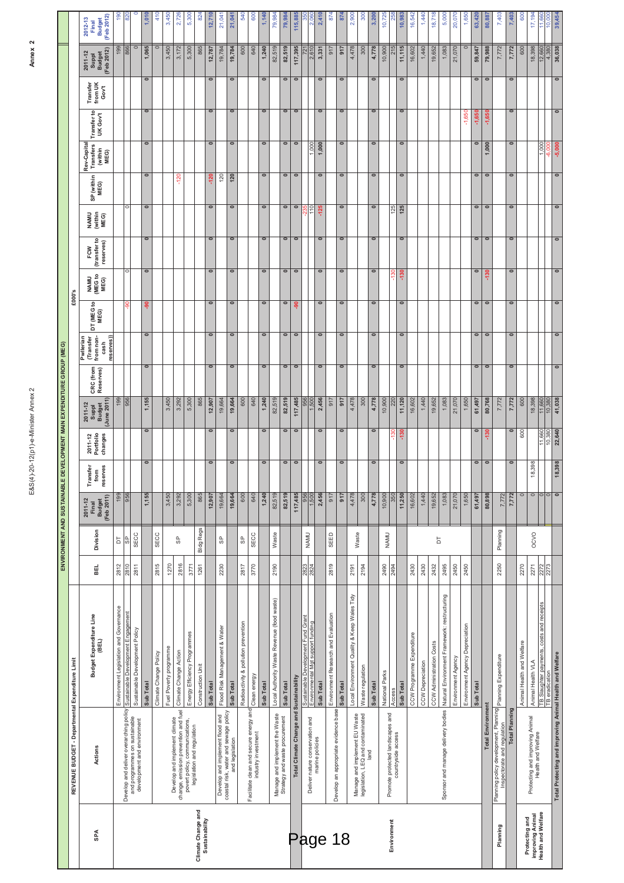# ENVIRONMENT AND SUSTAINABLE DEVELOPMENT MAIN EXPENDITURE GROUP (MEG)

## REVENUE BUDGET - Departmental Expenditure Limit

£000's

| SPA | Actions | Budget Expenditure Line (BEL) | BEL | Division | 2011-12 Final Budget (Feb 2011) | Transfer from reserves | 2011-12 Portfolio changes | 2011-12 Suppl Budget (June 2011) | CRC (from Reserves) | Pwllerian (Transfer from non-cash reserves) | DT (MEG to MEG) | NAMU (MEG to MEG) | FCW (transfer to reserves) | NAMU (within MEG) | SP (within MEG) | Rev-Capital Transfers (within MEG) | Transfer to UK Gov't | Transfer from UK Gov't | 2011-12 Suppl Budget (Feb 2012) | 2012-13 Final Budget (Feb 2012) |
|---|---|---|---|---|---|---|---|---|---|---|---|---|---|---|---|---|---|---|---|---|
| Climate Change and Sustainability | Develop and deliver overarching policy and programmes on sustainable development and environment | Environment Legislation and Governance | 2812 | DT | 199 | | | 199 | | | | | | | | | | | 199 | 190 |
| | | Sustainable Development Engagement | 2810 | SP | 956 | | | 956 | | | -90 | 0 | | 0 | | | | | 866 | 820 |
| | | Sustainable Development Policy | 2811 | SECC | | | | | | | | | | | | | | | 0 | 0 |
| | | Sub Total | | | 1,155 | 0 | 0 | 1,155 | 0 | 0 | -90 | 0 | 0 | 0 | 0 | 0 | 0 | 0 | 1,065 | 1,010 |
| | Develop and implement climate change emission prevention and fuel povert policy, communications, legislation and regulation | Climate Change Policy | 2815 | SECC | | | | | | | | | | | | | | | 0 | 410 |
| | | Fuel Poverty programme | 1270 | SP | 3,450 | | | 3,450 | | | | | | | | | | | 3,450 | 3,450 |
| | | Climate Change Action | 2816 | SP | 3,292 | | | 3,292 | | | | | | | -120 | | | | 3,172 | 2,726 |
| | | Energy Efficiency Programmes | 3771 | | 5,300 | | | 5,300 | | | | | | | | | | | 5,300 | 5,300 |
| | | Construction Unit | 1261 | Bldg Regs | 865 | | | 865 | | | | | | | | | | | 865 | 824 |
| | | Sub Total | | | 12,907 | 0 | 0 | 12,907 | 0 | 0 | 0 | 0 | 0 | 0 | -120 | 0 | 0 | 0 | 12,787 | 12,710 |
| | Develop and implement flood and coastal risk, water and sewage policy and legislation | Flood Risk Management & Water | 2230 | SP | 19,664 | | | 19,664 | | | | | | | 120 | | | | 19,784 | 21,041 |
| | | Sub Total | | | 19,664 | 0 | 0 | 19,664 | 0 | 0 | 0 | 0 | 0 | 0 | 120 | 0 | 0 | 0 | 19,784 | 21,041 |
| | Facilitate clean and secure energy and industry investment | Radioactivity & pollution prevention | 2817 | SP | 600 | | | 600 | | | | | | | | | | | 600 | 540 |
| | | Clean energy | 3770 | SECC | 640 | | | 640 | | | | | | | | | | | 640 | 600 |
| | | Sub Total | | | 1,240 | 0 | 0 | 1,240 | 0 | 0 | 0 | 0 | 0 | 0 | 0 | 0 | 0 | 0 | 1,240 | 1,140 |
| | Manage and implement the Waste Strategy and waste procurement | Local Authority Waste Revenue (food waste) | 2190 | Waste | 82,519 | | | 82,519 | | | | | | | | | | | 82,519 | 79,984 |
| | | Sub Total | | | 82,519 | 0 | 0 | 82,519 | 0 | 0 | 0 | 0 | 0 | 0 | 0 | 0 | 0 | 0 | 82,519 | 79,984 |
| Total Climate Change and Sustainability | | | | | 117,485 | 0 | 0 | 117,485 | 0 | 0 | -90 | 0 | 0 | 0 | 0 | 0 | 0 | 0 | 117,395 | 115,885 |
| Environment | Deliver nature conservation and marine policies | Sustainable Development Fund Grant | 2823 | NAMU | 956 | | | 956 | | | | | | -235 | | | | | 721 | 350 |
| | | Environmental Mgt support funding | 2824 | | 1,500 | | | 1,500 | | | | | | 110 | | 1,000 | | | 2,610 | 2,060 |
| | | Sub Total | | | 2,456 | 0 | 0 | 2,456 | 0 | 0 | 0 | 0 | 0 | -125 | 0 | 1,000 | 0 | 0 | 3,331 | 2,410 |
| | Develop an appropriate evidence base | Environment Research and Evaluation | 2819 | SEED | 917 | | | 917 | | | | | | | | | | | 917 | 874 |
| | | Sub Total | | | 917 | 0 | 0 | 917 | 0 | 0 | 0 | 0 | 0 | 0 | 0 | 0 | 0 | 0 | 917 | 874 |
| | Manage and implement EU Waste legislation, LEQ and contaminated land | Local Environment Quality & Keep Wales Tidy | 2191 | Waste | 4,478 | | | 4,478 | | | | | | | | | | | 4,478 | 2,900 |
| | | Waste regulation | 2194 | | 300 | | | 300 | | | | | | | | | | | 300 | 300 |
| | | Sub Total | | | 4,778 | 0 | 0 | 4,778 | 0 | 0 | 0 | 0 | 0 | 0 | 0 | 0 | 0 | 0 | 4,778 | 3,200 |
| | Promote protected landscapes and countryside access | National Parks | 2490 | NAMU | 10,900 | | | 10,900 | | | | | | | | | | | 10,900 | 10,725 |
| | | Access | 2494 | | 350 | | -130 | 220 | | | | -130 | | 125 | | | | | 215 | 258 |
| | | Sub Total | | | 11,250 | 0 | -130 | 11,120 | 0 | 0 | 0 | -130 | 0 | 125 | 0 | 0 | 0 | 0 | 11,115 | 10,983 |
| | Sponsor and manage delivery bodies | CCW Programme Expenditure | 2430 | DT | 16,602 | | | 16,602 | | | | | | | | | | | 16,602 | 16,542 |
| | | CCW Depreciation | 2430 | | 1,440 | | | 1,440 | | | | | | | | | | | 1,440 | 1,440 |
| | | CCW Administration Costs | 2432 | | 19,652 | | | 19,652 | | | | | | | | | | | 19,652 | 18,718 |
| | | Natural Environment Framework; restructuring | 2495 | | 1,083 | | | 1,083 | | | | | | | | | | | 1,083 | 5,000 |
| | | Environment Agency | 2450 | | 21,070 | | | 21,070 | | | | | | | | | | | 21,070 | 20,070 |
| | | Environment Agency Depreciation | 2450 | | 1,650 | | | 1,650 | | | | | | | | | -1,650 | | 0 | 1,650 |
| | | Sub Total | | | 61,497 | 0 | 0 | 61,497 | 0 | 0 | 0 | 0 | 0 | 0 | 0 | 0 | -1,650 | 0 | 59,847 | 63,420 |
| Total Environment | | | | | 80,898 | 0 | -130 | 80,768 | 0 | 0 | 0 | -130 | 0 | 0 | 0 | 1,000 | -1,650 | 0 | 79,988 | 80,887 |
| Planning | Planning policy development, Planning Inspectorate and regulation | Planning Expenditure | 2250 | Planning | 7,772 | | | 7,772 | | | | | | | | | | | 7,772 | 7,403 |
| Total Planning | | | | | 7,772 | 0 | 0 | 7,772 | 0 | 0 | 0 | 0 | 0 | 0 | 0 | 0 | 0 | 0 | 7,772 | 7,403 |
| Protecting and improving Animal Health and Welfare | Protecting and improving Animal Health and Welfare | Animal Health and Welfare | 2270 | OCVO | 0 | | 600 | 600 | | | | | | | | | | | 600 | 600 |
| | | Animal Health VLA | 2271 | | 0 | 18,398 | | 18,398 | | | | | | | | | | | 18,398 | 17,194 |
| | | TB Slaughter payments, costs and receipts | 2272 | | 0 | | 11,660 | 11,660 | | | | | | | | 1,000 | | | 12,660 | 11,660 |
| | | TB eradication | 2273 | | 0 | | 10,380 | 10,380 | | | | | | | | -6,000 | | | 4,380 | 10,000 |
| Total Protecting and improving Animal Health and Welfare | | | | | 0 | 18,398 | 22,640 | 41,038 | 0 | 0 | 0 | 0 | 0 | 0 | 0 | -5,000 | 0 | 0 | 36,038 | 39,454 |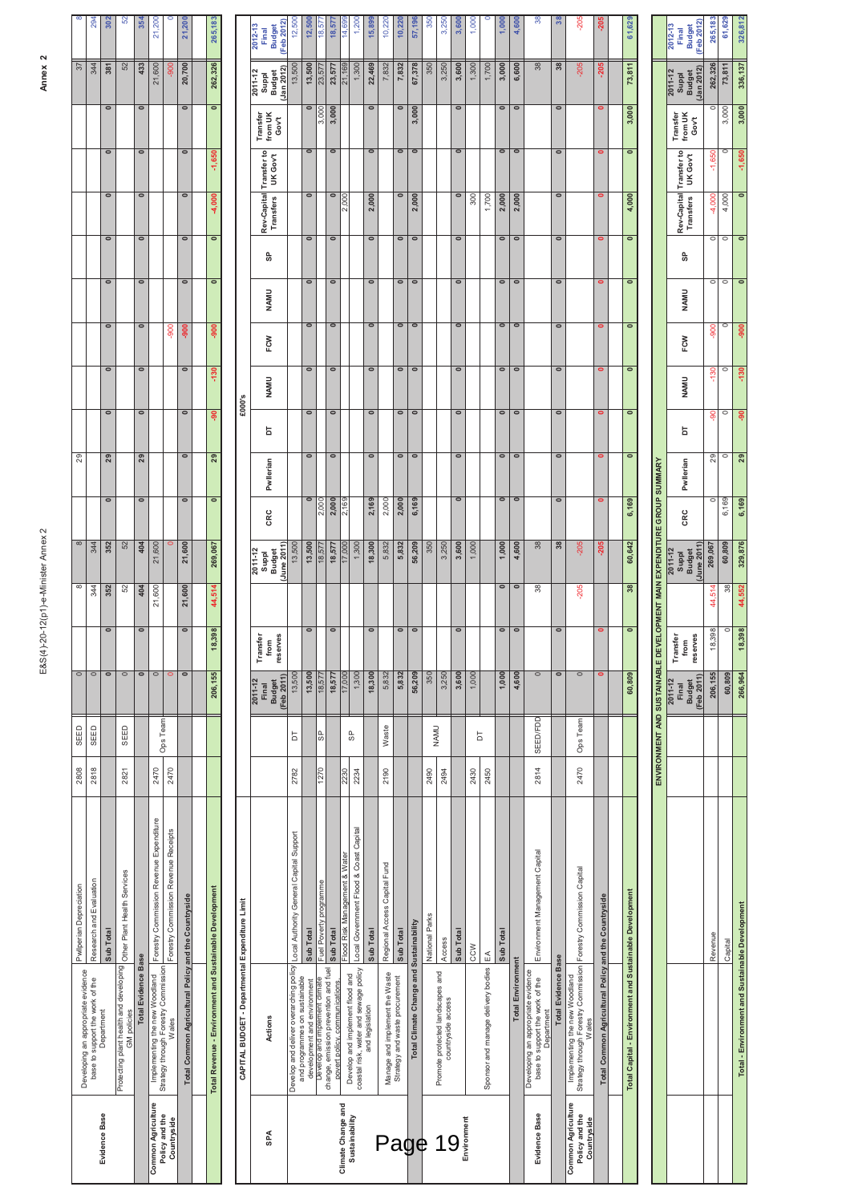| SPA | Actions | | BEL | | 2011-12 Final Budget (Feb 2011) | Transfer from reserves | | 2011-12 Suppl Budget (June 2011) | CRC | Pwllerian | DT | NAMU | FCW | NAMU | SP | Rev-Capital Transfers | Transfer to UK Gov't | Transfer from UK Gov't | 2011-12 Suppl Budget (Jan 2012) | 2012-13 Final Budget (Feb 2012) |
|---|---|---|---|---|---|---|---|---|---|---|---|---|---|---|---|---|---|---|---|---|
| Evidence Base | Developing an appropriate evidence base to support the work of the Department | Pwllerian Depreciation | 2808 | SEED | 0 | | 8 | 8 | | 29 | | | | | | | | | 37 | 8 |
| | | Research and Evaluation | 2818 | SEED | 0 | | 344 | 344 | | | | | | | | | | | 344 | 294 |
| | | Sub Total | | | 0 | 0 | 352 | 352 | 0 | 29 | 0 | 0 | 0 | 0 | 0 | 0 | 0 | | 381 | 302 |
| | Protecting plant health and developing GM policies | Other Plant Health Services | 2821 | SEED | 0 | | 52 | 52 | | | | | | | | | | | 52 | 52 |
| | Total Evidence Base | | | | 0 | 0 | 404 | 404 | 0 | 29 | 0 | 0 | 0 | 0 | 0 | 0 | 0 | | 433 | 354 |
| Common Agriculture Policy and the Countryside | Implementing the new Woodland Strategy through Forestry Commission Wales | Forestry Commission Revenue Expenditure | 2470 | Ops Team | 0 | | 21,600 | 21,600 | | | | | | | | | | | 21,600 | 21,200 |
| | | Forestry Commission Revenue Receipts | 2470 | | 0 | | | 0 | | | | | -900 | | | | | | -900 | 0 |
| | Total Common Agricultural Policy and the Countryside | | | | 0 | 0 | 21,600 | 21,600 | 0 | 0 | 0 | 0 | -900 | 0 | 0 | 0 | 0 | | 20,700 | 21,200 |
| Total Revenue - Environment and Sustainable Development | | | | | 206,155 | 18,398 | 44,514 | 269,067 | 0 | 29 | -90 | -130 | -900 | 0 | 0 | -4,000 | -1,650 | 0 | 262,326 | 265,183 |

£000's

**CAPITAL BUDGET - Departmental Expenditure Limit**

| SPA | Actions | | BEL | | 2011-12 Final Budget (Feb 2011) | Transfer from reserves | | 2011-12 Suppl Budget (June 2011) | CRC | Pwllerian | DT | NAMU | FCW | NAMU | SP | Rev-Capital Transfers | Transfer to UK Gov't | Transfer from UK Gov't | 2011-12 Suppl Budget (Jan 2012) | 2012-13 Final Budget (Feb 2012) |
|---|---|---|---|---|---|---|---|---|---|---|---|---|---|---|---|---|---|---|---|---|
| Climate Change and Sustainability | Develop and deliver overarching policy and programmes on sustainable development and environment | Local Authority General Capital Support | 2782 | DT | 13,500 | | | 13,500 | | | | | | | | | | | 13,500 | 12,500 |
| | | Sub Total | | | 13,500 | 0 | | 13,500 | 0 | 0 | 0 | 0 | 0 | 0 | 0 | 0 | 0 | 0 | 13,500 | 12,500 |
| | Develop and implement climate change, emission prevention and fuel poverty policy, communications | Fuel Poverty programme | 1270 | SP | 18,577 | | | 18,577 | 2,000 | | | | | | | | | 3,000 | 23,577 | 18,577 |
| | | Sub Total | | | 18,577 | 0 | | 18,577 | 2,000 | 0 | 0 | 0 | 0 | 0 | 0 | 0 | 0 | 3,000 | 23,577 | 18,577 |
| | Develop and implement flood and coastal risk, water and sewage policy and legislation | Flood Risk Management & Water | 2230 | SP | 17,000 | | | 17,000 | 2,169 | | | | | | | 2,000 | | | 21,169 | 14,699 |
| | | Local Government Flood & Coast Capital | 2234 | | 1,300 | | | 1,300 | | | | | | | | | | | 1,300 | 1,200 |
| | | Sub Total | | | 18,300 | 0 | | 18,300 | 2,169 | 0 | 0 | 0 | 0 | 0 | 0 | 2,000 | 0 | 0 | 22,469 | 15,899 |
| | Manage and implement the Waste Strategy and waste procurement | Regional Access Capital Fund | 2190 | Waste | 5,832 | | | 5,832 | 2,000 | | | | | | | | | | 7,832 | 10,220 |
| | | Sub Total | | | 5,832 | 0 | | 5,832 | 2,000 | 0 | 0 | 0 | 0 | 0 | 0 | 0 | 0 | 0 | 7,832 | 10,220 |
| | Total Climate Change and Sustainability | | | | 56,209 | 0 | | 56,209 | 6,169 | 0 | 0 | 0 | 0 | 0 | 0 | 2,000 | 0 | 3,000 | 67,378 | 57,196 |
| Environment | Promote protected landscapes and countryside access | National Parks | 2490 | NAMU | 350 | | | 350 | | | | | | | | | | | 350 | 350 |
| | | Access | 2494 | | 3,250 | | | 3,250 | | | | | | | | | | | 3,250 | 3,250 |
| | | Sub Total | | | 3,600 | 0 | | 3,600 | 0 | 0 | 0 | 0 | 0 | 0 | 0 | 0 | 0 | 0 | 3,600 | 3,600 |
| | Sponsor and manage delivery bodies | CCW | 2430 | DT | 1,000 | | | 1,000 | | | | | | | | 300 | | | 1,300 | 1,000 |
| | | EA | 2450 | | | | | | | | | | | | | 1,700 | | | 1,700 | 0 |
| | | Sub Total | | | 1,000 | 0 | | 1,000 | 0 | 0 | 0 | 0 | 0 | 0 | 0 | 2,000 | 0 | 0 | 3,000 | 1,000 |
| | Total Environment | | | | 4,600 | 0 | | 4,600 | 0 | 0 | 0 | 0 | 0 | 0 | 0 | 2,000 | 0 | 0 | 6,600 | 4,600 |
| Evidence Base | Developing an appropriate evidence base to support the work of the Department | Environment Management Capital | 2814 | SEED/FDD | 0 | | 38 | 38 | | | | | | | | | | | 38 | 38 |
| | Total Evidence Base | | | | 0 | 0 | 38 | 38 | 0 | 0 | 0 | 0 | 0 | 0 | 0 | 0 | 0 | 0 | 38 | 38 |
| Common Agriculture Policy and the Countryside | Implementing the new Woodland Strategy through Forestry Commission Wales | Forestry Commission Capital | 2470 | Ops Team | 0 | | -205 | -205 | | | | | | | | | | | -205 | -205 |
| | Total Common Agricultural Policy and the Countryside | | | | 0 | 0 | -205 | -205 | 0 | 0 | 0 | 0 | 0 | 0 | 0 | 0 | 0 | 0 | -205 | -205 |
| Total Capital - Environment and Sustainable Development | | | | | 60,809 | 0 | 38 | 60,642 | 6,169 | 0 | 0 | 0 | 0 | 0 | 0 | 4,000 | 0 | 3,000 | 73,811 | 61,629 |

**ENVIRONMENT AND SUSTAINABLE DEVELOPMENT MAIN EXPENDITURE GROUP SUMMARY**

| | 2011-12 Final Budget (Feb 2011) | Transfer from reserves | | 2011-12 Suppl Budget (June 2011) | CRC | Pwllerian | DT | NAMU | FCW | NAMU | SP | Rev-Capital Transfers | Transfer to UK Gov't | Transfer from UK Gov't | 2011-12 Suppl Budget (Jan 2012) | 2012-13 Final Budget (Feb 2012) |
|---|---|---|---|---|---|---|---|---|---|---|---|---|---|---|---|---|
| Revenue | 206,155 | 18,398 | 44,514 | 269,067 | 0 | 29 | -90 | -130 | -900 | 0 | 0 | -4,000 | -1,650 | 0 | 262,326 | 265,183 |
| Capital | 60,809 | 0 | 38 | 60,809 | 6,169 | 0 | 0 | 0 | 0 | 0 | 0 | 4,000 | 0 | 3,000 | 73,811 | 61,629 |
| Total - Environment and Sustainable Development | 266,964 | 18,398 | 44,552 | 329,876 | 6,169 | 29 | -90 | -130 | -900 | 0 | 0 | 0 | -1,650 | 3,000 | 336,137 | 326,812 |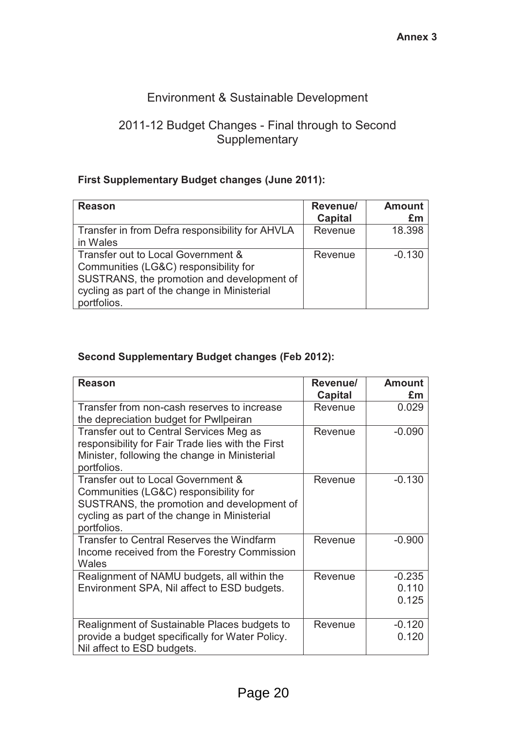**Annex 3**

# Environment & Sustainable Development

## 2011-12 Budget Changes - Final through to Second Supplementary

**First Supplementary Budget changes (June 2011):**

| Reason | Revenue/ Capital | Amount £m |
|---|---|---|
| Transfer in from Defra responsibility for AHVLA in Wales | Revenue | 18.398 |
| Transfer out to Local Government & Communities (LG&C) responsibility for SUSTRANS, the promotion and development of cycling as part of the change in Ministerial portfolios. | Revenue | -0.130 |

**Second Supplementary Budget changes (Feb 2012):**

| Reason | Revenue/ Capital | Amount £m |
|---|---|---|
| Transfer from non-cash reserves to increase the depreciation budget for Pwllpeiran | Revenue | 0.029 |
| Transfer out to Central Services Meg as responsibility for Fair Trade lies with the First Minister, following the change in Ministerial portfolios. | Revenue | -0.090 |
| Transfer out to Local Government & Communities (LG&C) responsibility for SUSTRANS, the promotion and development of cycling as part of the change in Ministerial portfolios. | Revenue | -0.130 |
| Transfer to Central Reserves the Windfarm Income received from the Forestry Commission Wales | Revenue | -0.900 |
| Realignment of NAMU budgets, all within the Environment SPA, Nil affect to ESD budgets. | Revenue | -0.235<br>0.110<br>0.125 |
| Realignment of Sustainable Places budgets to provide a budget specifically for Water Policy. Nil affect to ESD budgets. | Revenue | -0.120<br>0.120 |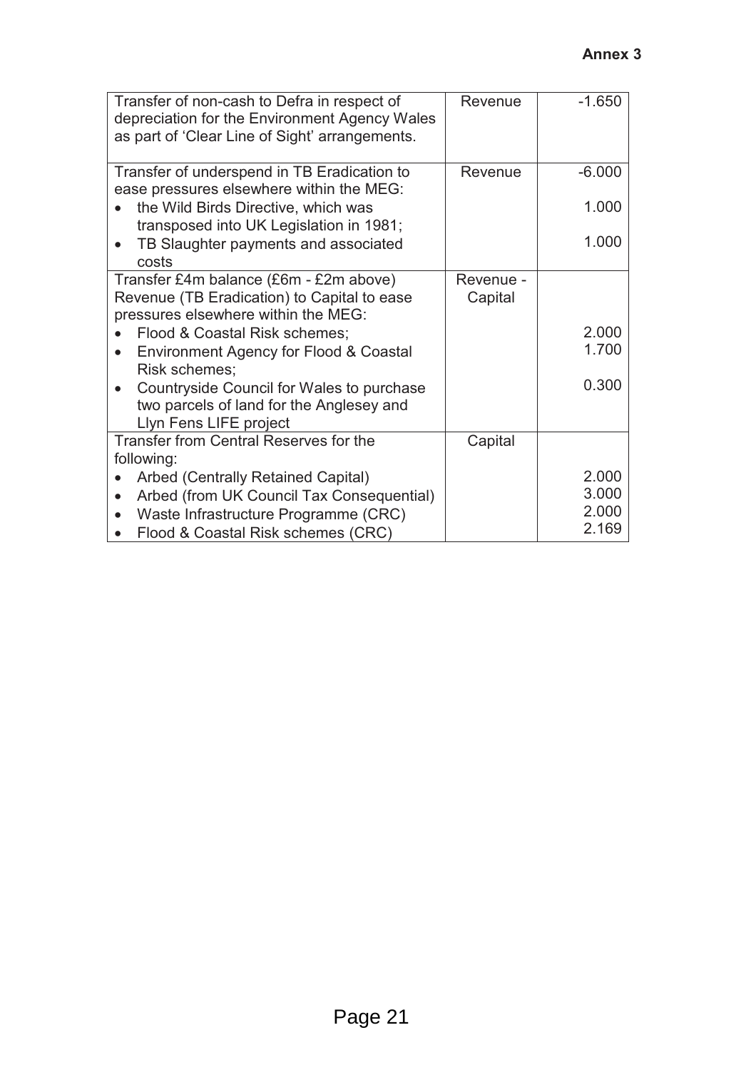**Annex 3**

| | | |
|---|---|---|
| Transfer of non-cash to Defra in respect of depreciation for the Environment Agency Wales as part of 'Clear Line of Sight' arrangements. | Revenue | -1.650 |
| Transfer of underspend in TB Eradication to ease pressures elsewhere within the MEG: | Revenue | -6.000 |
| • the Wild Birds Directive, which was transposed into UK Legislation in 1981; | | 1.000 |
| • TB Slaughter payments and associated costs | | 1.000 |
| Transfer £4m balance (£6m - £2m above) Revenue (TB Eradication) to Capital to ease pressures elsewhere within the MEG: | Revenue - Capital | |
| • Flood & Coastal Risk schemes; | | 2.000 |
| • Environment Agency for Flood & Coastal Risk schemes; | | 1.700 |
| • Countryside Council for Wales to purchase two parcels of land for the Anglesey and Llyn Fens LIFE project | | 0.300 |
| Transfer from Central Reserves for the following: | Capital | |
| • Arbed (Centrally Retained Capital) | | 2.000 |
| • Arbed (from UK Council Tax Consequential) | | 3.000 |
| • Waste Infrastructure Programme (CRC) | | 2.000 |
| • Flood & Coastal Risk schemes (CRC) | | 2.169 |